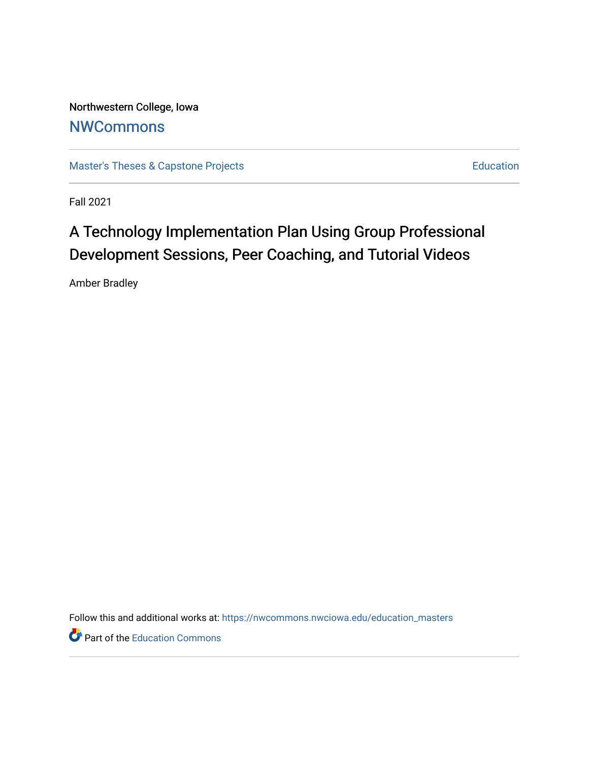Northwestern College, Iowa

## NWCommons

Master's Theses & Capstone Projects | Education

Fall 2021

# A Technology Implementation Plan Using Group Professional Development Sessions, Peer Coaching, and Tutorial Videos

Amber Bradley

Follow this and additional works at: https://nwcommons.nwciowa.edu/education_masters

Part of the Education Commons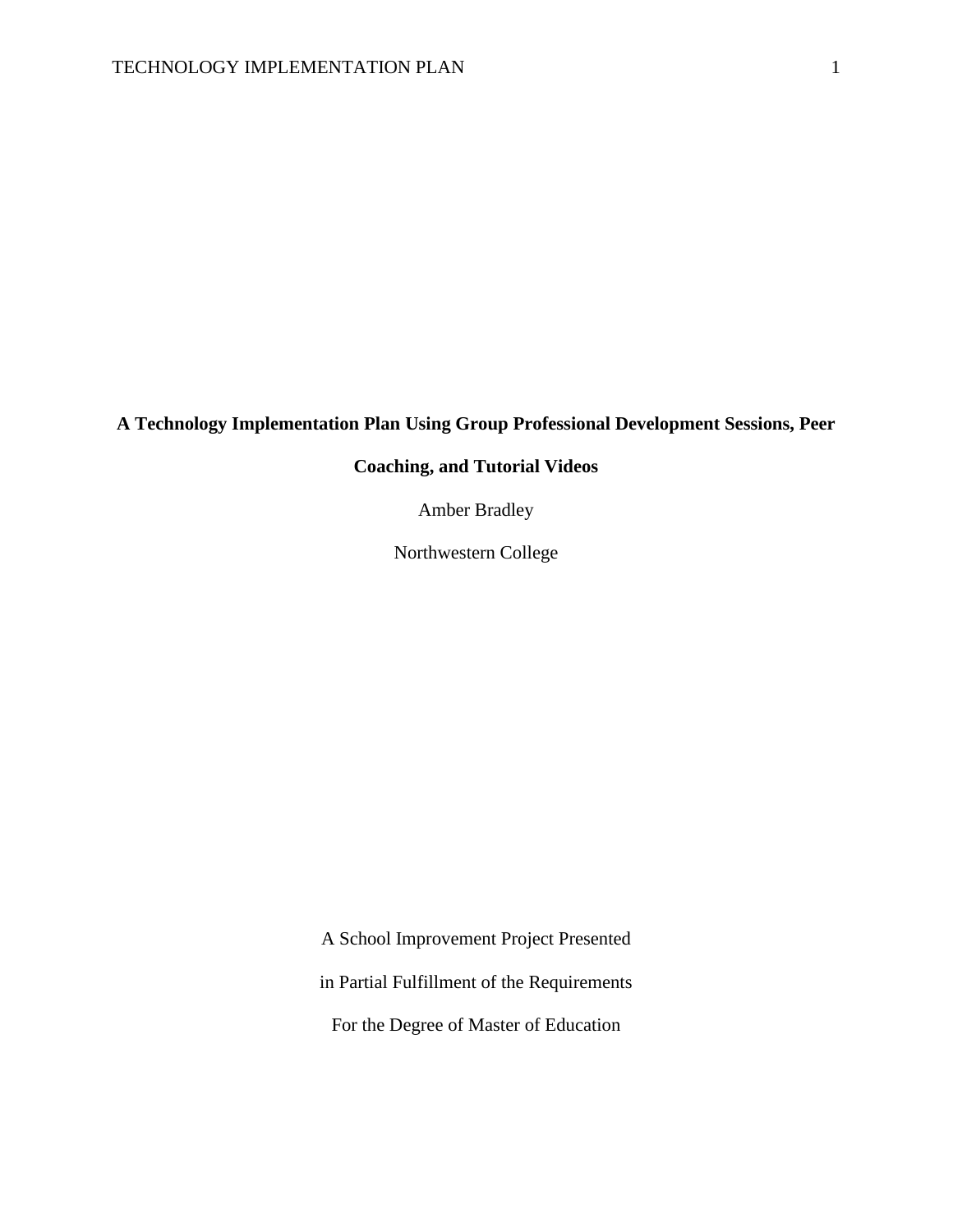**A Technology Implementation Plan Using Group Professional Development Sessions, Peer Coaching, and Tutorial Videos**

Amber Bradley

Northwestern College

A School Improvement Project Presented

in Partial Fulfillment of the Requirements

For the Degree of Master of Education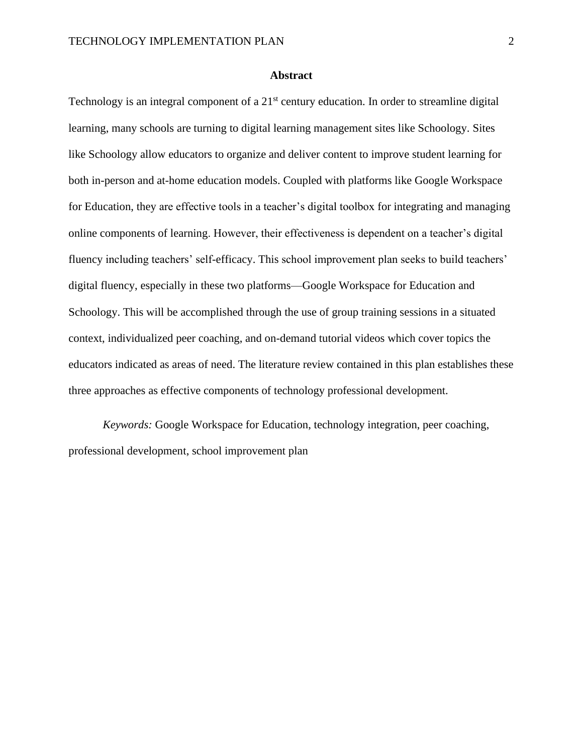# Abstract

Technology is an integral component of a 21st century education. In order to streamline digital learning, many schools are turning to digital learning management sites like Schoology. Sites like Schoology allow educators to organize and deliver content to improve student learning for both in-person and at-home education models. Coupled with platforms like Google Workspace for Education, they are effective tools in a teacher's digital toolbox for integrating and managing online components of learning. However, their effectiveness is dependent on a teacher's digital fluency including teachers' self-efficacy. This school improvement plan seeks to build teachers' digital fluency, especially in these two platforms—Google Workspace for Education and Schoology. This will be accomplished through the use of group training sessions in a situated context, individualized peer coaching, and on-demand tutorial videos which cover topics the educators indicated as areas of need. The literature review contained in this plan establishes these three approaches as effective components of technology professional development.

*Keywords:* Google Workspace for Education, technology integration, peer coaching, professional development, school improvement plan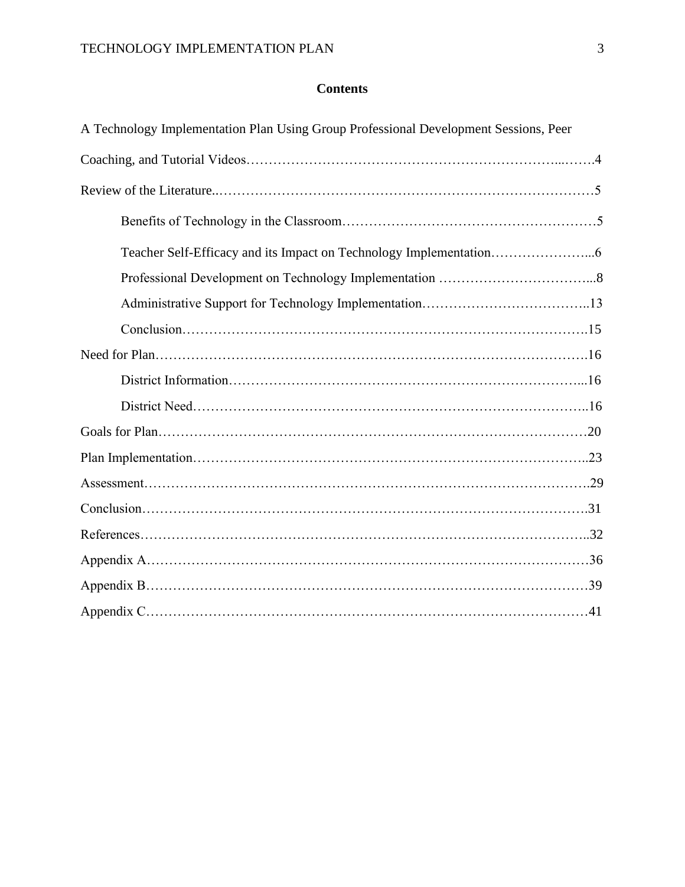## Contents

A Technology Implementation Plan Using Group Professional Development Sessions, Peer Coaching, and Tutorial Videos……………………………………………………………...…….4

Review of the Literature..…………………………………………………………………………5

- Benefits of Technology in the Classroom………………………………………………5
- Teacher Self-Efficacy and its Impact on Technology Implementation…………………...6
- Professional Development on Technology Implementation ……………………………...8
- Administrative Support for Technology Implementation………………………………..13
- Conclusion……………………………………………………………………………….15

Need for Plan……………………………………………………………………………………16

- District Information…………………………………………………………………….....16
- District Need……………………………………………………………………………..16

Goals for Plan……………………………………………………………………………………20

Plan Implementation……………………………………………………………………………..23

Assessment……………………………………………………………………………………….29

Conclusion……………………………………………………………………………………….31

References………………………………………………………………………………………..32

Appendix A………………………………………………………………………………………36

Appendix B………………………………………………………………………………………39

Appendix C………………………………………………………………………………………41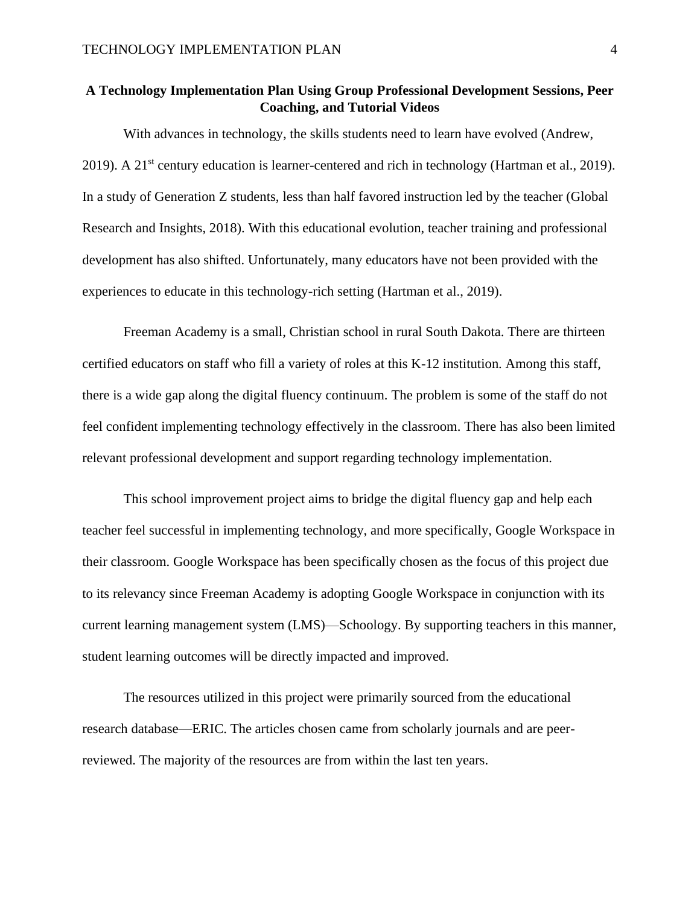## A Technology Implementation Plan Using Group Professional Development Sessions, Peer Coaching, and Tutorial Videos

With advances in technology, the skills students need to learn have evolved (Andrew, 2019). A 21st century education is learner-centered and rich in technology (Hartman et al., 2019). In a study of Generation Z students, less than half favored instruction led by the teacher (Global Research and Insights, 2018). With this educational evolution, teacher training and professional development has also shifted. Unfortunately, many educators have not been provided with the experiences to educate in this technology-rich setting (Hartman et al., 2019).

Freeman Academy is a small, Christian school in rural South Dakota. There are thirteen certified educators on staff who fill a variety of roles at this K-12 institution. Among this staff, there is a wide gap along the digital fluency continuum. The problem is some of the staff do not feel confident implementing technology effectively in the classroom. There has also been limited relevant professional development and support regarding technology implementation.

This school improvement project aims to bridge the digital fluency gap and help each teacher feel successful in implementing technology, and more specifically, Google Workspace in their classroom. Google Workspace has been specifically chosen as the focus of this project due to its relevancy since Freeman Academy is adopting Google Workspace in conjunction with its current learning management system (LMS)—Schoology. By supporting teachers in this manner, student learning outcomes will be directly impacted and improved.

The resources utilized in this project were primarily sourced from the educational research database—ERIC. The articles chosen came from scholarly journals and are peer-reviewed. The majority of the resources are from within the last ten years.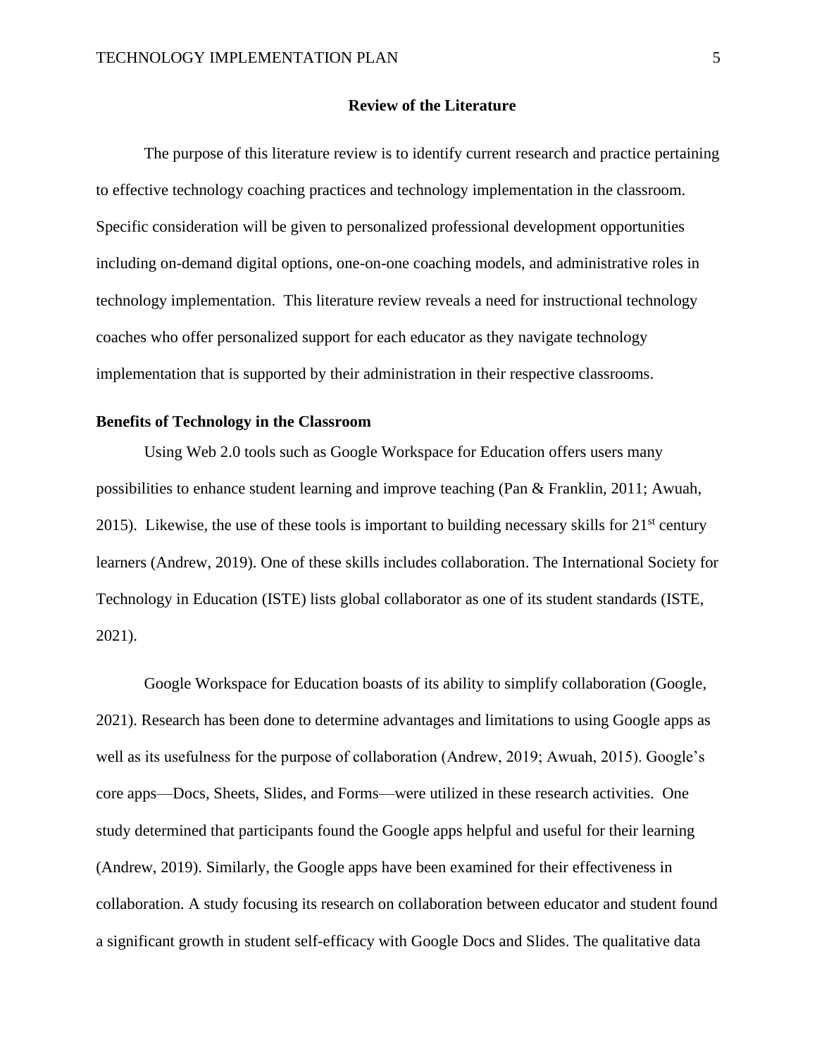## Review of the Literature

The purpose of this literature review is to identify current research and practice pertaining to effective technology coaching practices and technology implementation in the classroom. Specific consideration will be given to personalized professional development opportunities including on-demand digital options, one-on-one coaching models, and administrative roles in technology implementation. This literature review reveals a need for instructional technology coaches who offer personalized support for each educator as they navigate technology implementation that is supported by their administration in their respective classrooms.

### Benefits of Technology in the Classroom

Using Web 2.0 tools such as Google Workspace for Education offers users many possibilities to enhance student learning and improve teaching (Pan & Franklin, 2011; Awuah, 2015). Likewise, the use of these tools is important to building necessary skills for 21st century learners (Andrew, 2019). One of these skills includes collaboration. The International Society for Technology in Education (ISTE) lists global collaborator as one of its student standards (ISTE, 2021).

Google Workspace for Education boasts of its ability to simplify collaboration (Google, 2021). Research has been done to determine advantages and limitations to using Google apps as well as its usefulness for the purpose of collaboration (Andrew, 2019; Awuah, 2015). Google's core apps—Docs, Sheets, Slides, and Forms—were utilized in these research activities. One study determined that participants found the Google apps helpful and useful for their learning (Andrew, 2019). Similarly, the Google apps have been examined for their effectiveness in collaboration. A study focusing its research on collaboration between educator and student found a significant growth in student self-efficacy with Google Docs and Slides. The qualitative data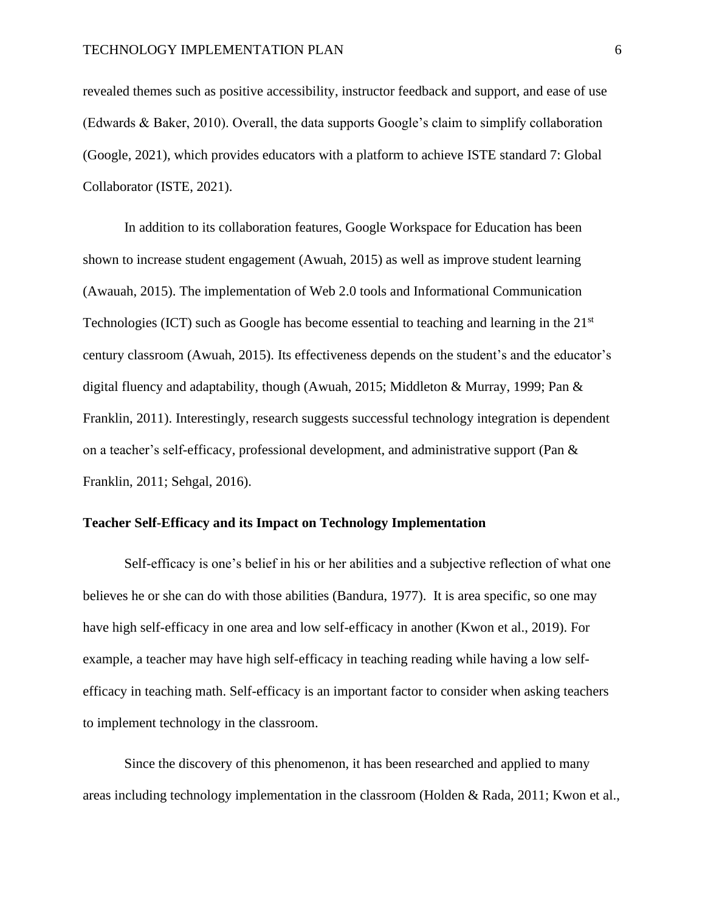revealed themes such as positive accessibility, instructor feedback and support, and ease of use (Edwards & Baker, 2010). Overall, the data supports Google's claim to simplify collaboration (Google, 2021), which provides educators with a platform to achieve ISTE standard 7: Global Collaborator (ISTE, 2021).

In addition to its collaboration features, Google Workspace for Education has been shown to increase student engagement (Awuah, 2015) as well as improve student learning (Awauah, 2015). The implementation of Web 2.0 tools and Informational Communication Technologies (ICT) such as Google has become essential to teaching and learning in the 21st century classroom (Awuah, 2015). Its effectiveness depends on the student's and the educator's digital fluency and adaptability, though (Awuah, 2015; Middleton & Murray, 1999; Pan & Franklin, 2011). Interestingly, research suggests successful technology integration is dependent on a teacher's self-efficacy, professional development, and administrative support (Pan & Franklin, 2011; Sehgal, 2016).

**Teacher Self-Efficacy and its Impact on Technology Implementation**

Self-efficacy is one's belief in his or her abilities and a subjective reflection of what one believes he or she can do with those abilities (Bandura, 1977). It is area specific, so one may have high self-efficacy in one area and low self-efficacy in another (Kwon et al., 2019). For example, a teacher may have high self-efficacy in teaching reading while having a low self-efficacy in teaching math. Self-efficacy is an important factor to consider when asking teachers to implement technology in the classroom.

Since the discovery of this phenomenon, it has been researched and applied to many areas including technology implementation in the classroom (Holden & Rada, 2011; Kwon et al.,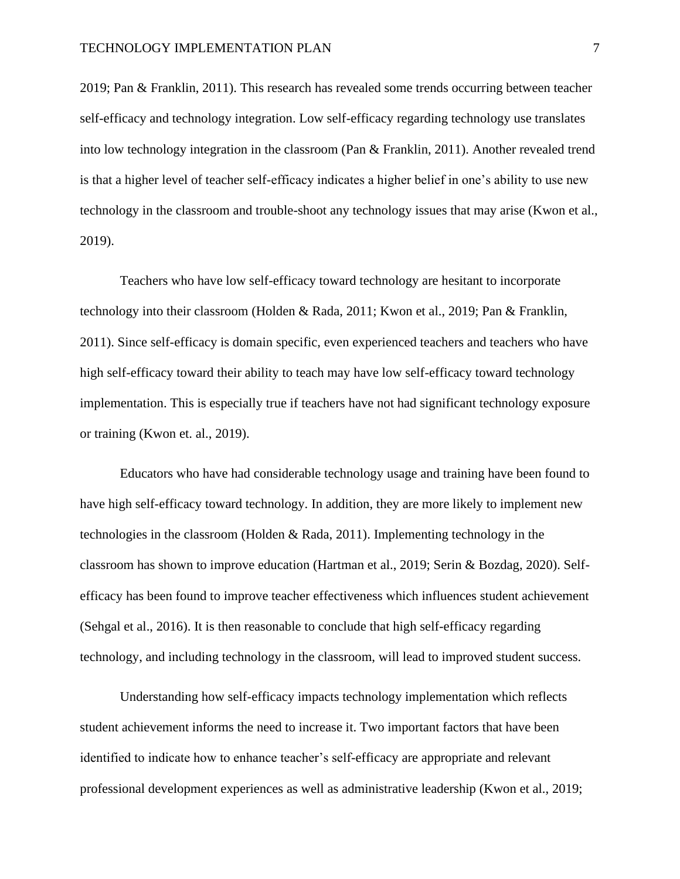2019; Pan & Franklin, 2011). This research has revealed some trends occurring between teacher self-efficacy and technology integration. Low self-efficacy regarding technology use translates into low technology integration in the classroom (Pan & Franklin, 2011). Another revealed trend is that a higher level of teacher self-efficacy indicates a higher belief in one's ability to use new technology in the classroom and trouble-shoot any technology issues that may arise (Kwon et al., 2019).

Teachers who have low self-efficacy toward technology are hesitant to incorporate technology into their classroom (Holden & Rada, 2011; Kwon et al., 2019; Pan & Franklin, 2011). Since self-efficacy is domain specific, even experienced teachers and teachers who have high self-efficacy toward their ability to teach may have low self-efficacy toward technology implementation. This is especially true if teachers have not had significant technology exposure or training (Kwon et. al., 2019).

Educators who have had considerable technology usage and training have been found to have high self-efficacy toward technology. In addition, they are more likely to implement new technologies in the classroom (Holden & Rada, 2011). Implementing technology in the classroom has shown to improve education (Hartman et al., 2019; Serin & Bozdag, 2020). Self-efficacy has been found to improve teacher effectiveness which influences student achievement (Sehgal et al., 2016). It is then reasonable to conclude that high self-efficacy regarding technology, and including technology in the classroom, will lead to improved student success.

Understanding how self-efficacy impacts technology implementation which reflects student achievement informs the need to increase it. Two important factors that have been identified to indicate how to enhance teacher's self-efficacy are appropriate and relevant professional development experiences as well as administrative leadership (Kwon et al., 2019;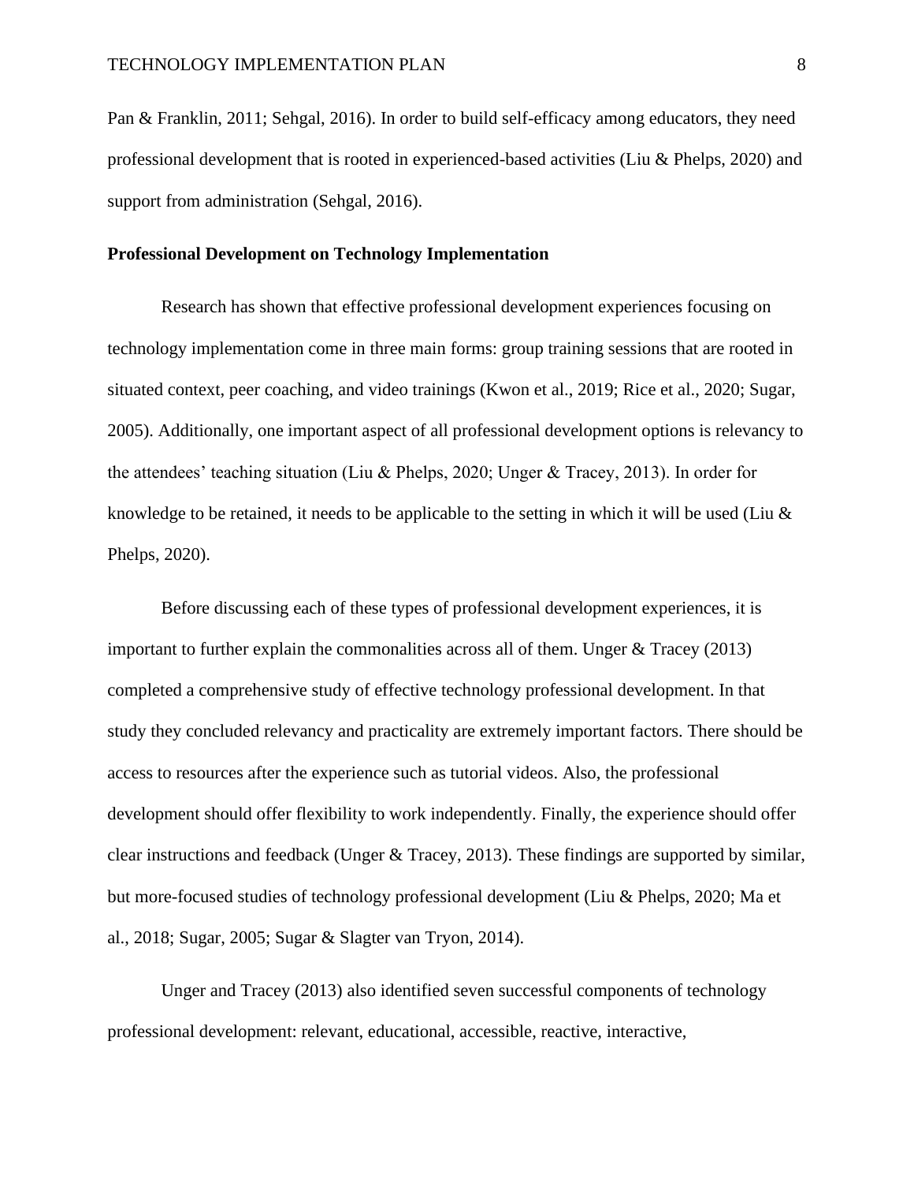Pan & Franklin, 2011; Sehgal, 2016). In order to build self-efficacy among educators, they need professional development that is rooted in experienced-based activities (Liu & Phelps, 2020) and support from administration (Sehgal, 2016).

**Professional Development on Technology Implementation**

Research has shown that effective professional development experiences focusing on technology implementation come in three main forms: group training sessions that are rooted in situated context, peer coaching, and video trainings (Kwon et al., 2019; Rice et al., 2020; Sugar, 2005). Additionally, one important aspect of all professional development options is relevancy to the attendees' teaching situation (Liu & Phelps, 2020; Unger & Tracey, 2013). In order for knowledge to be retained, it needs to be applicable to the setting in which it will be used (Liu & Phelps, 2020).

Before discussing each of these types of professional development experiences, it is important to further explain the commonalities across all of them. Unger & Tracey (2013) completed a comprehensive study of effective technology professional development. In that study they concluded relevancy and practicality are extremely important factors. There should be access to resources after the experience such as tutorial videos. Also, the professional development should offer flexibility to work independently. Finally, the experience should offer clear instructions and feedback (Unger & Tracey, 2013). These findings are supported by similar, but more-focused studies of technology professional development (Liu & Phelps, 2020; Ma et al., 2018; Sugar, 2005; Sugar & Slagter van Tryon, 2014).

Unger and Tracey (2013) also identified seven successful components of technology professional development: relevant, educational, accessible, reactive, interactive,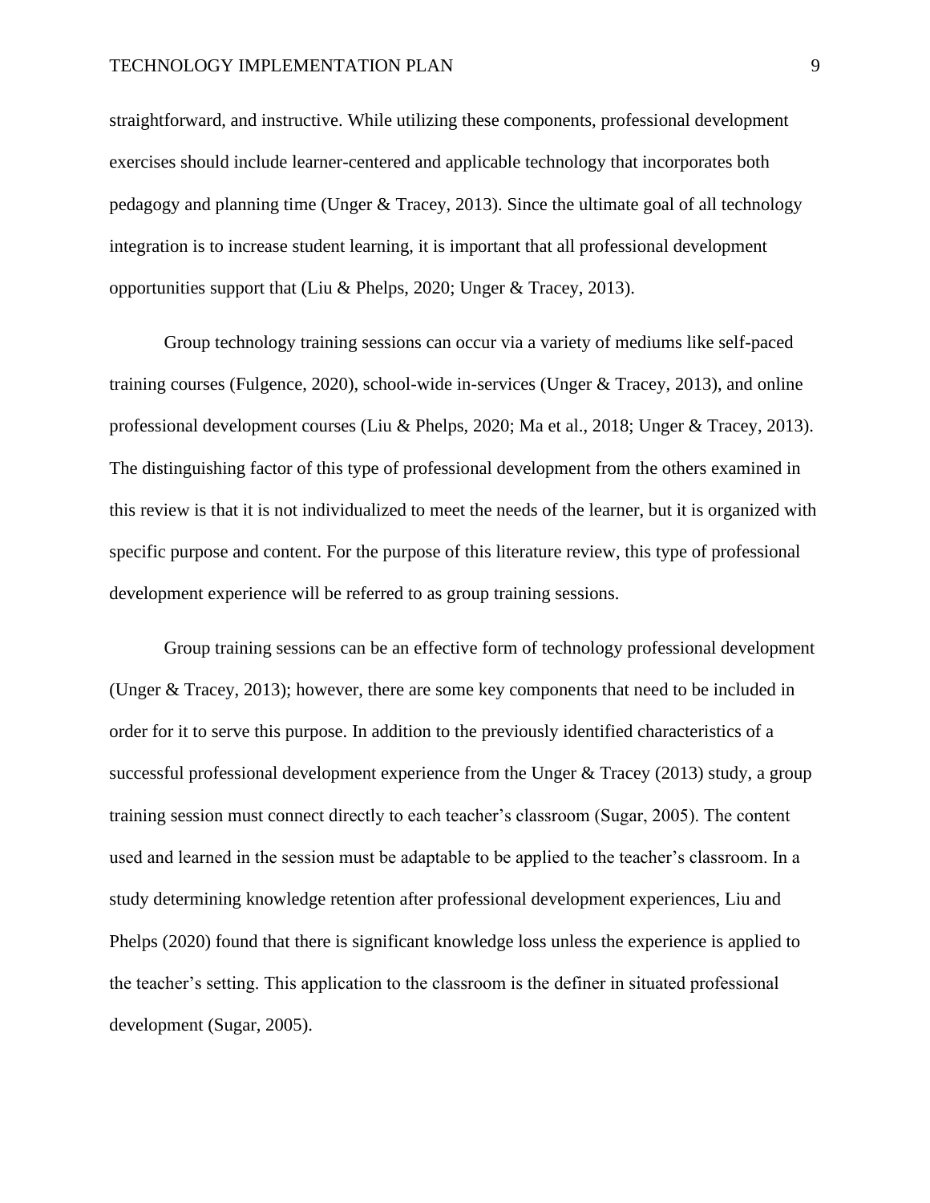straightforward, and instructive. While utilizing these components, professional development exercises should include learner-centered and applicable technology that incorporates both pedagogy and planning time (Unger & Tracey, 2013). Since the ultimate goal of all technology integration is to increase student learning, it is important that all professional development opportunities support that (Liu & Phelps, 2020; Unger & Tracey, 2013).

Group technology training sessions can occur via a variety of mediums like self-paced training courses (Fulgence, 2020), school-wide in-services (Unger & Tracey, 2013), and online professional development courses (Liu & Phelps, 2020; Ma et al., 2018; Unger & Tracey, 2013). The distinguishing factor of this type of professional development from the others examined in this review is that it is not individualized to meet the needs of the learner, but it is organized with specific purpose and content. For the purpose of this literature review, this type of professional development experience will be referred to as group training sessions.

Group training sessions can be an effective form of technology professional development (Unger & Tracey, 2013); however, there are some key components that need to be included in order for it to serve this purpose. In addition to the previously identified characteristics of a successful professional development experience from the Unger & Tracey (2013) study, a group training session must connect directly to each teacher's classroom (Sugar, 2005). The content used and learned in the session must be adaptable to be applied to the teacher's classroom. In a study determining knowledge retention after professional development experiences, Liu and Phelps (2020) found that there is significant knowledge loss unless the experience is applied to the teacher's setting. This application to the classroom is the definer in situated professional development (Sugar, 2005).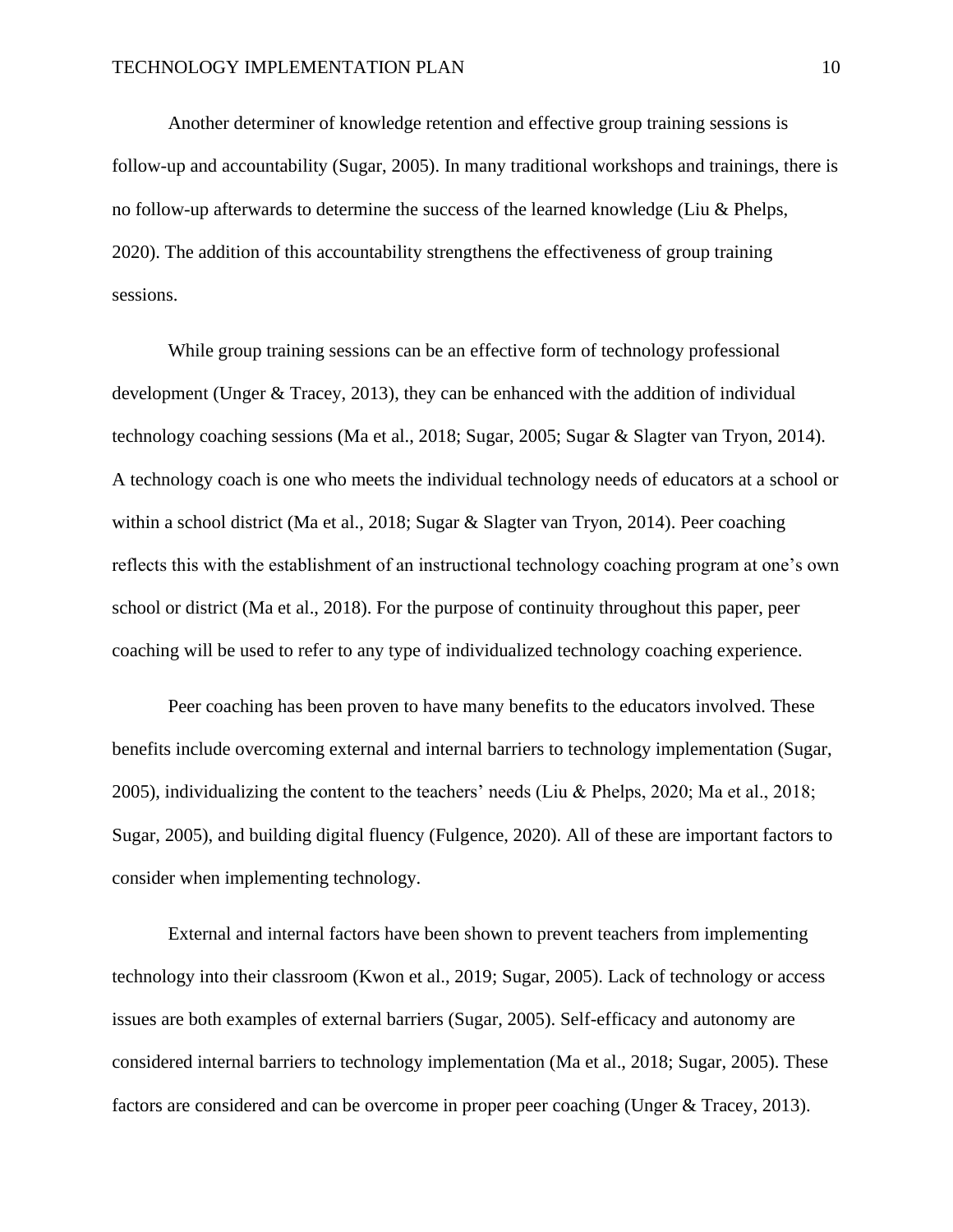Another determiner of knowledge retention and effective group training sessions is follow-up and accountability (Sugar, 2005). In many traditional workshops and trainings, there is no follow-up afterwards to determine the success of the learned knowledge (Liu & Phelps, 2020). The addition of this accountability strengthens the effectiveness of group training sessions.

While group training sessions can be an effective form of technology professional development (Unger & Tracey, 2013), they can be enhanced with the addition of individual technology coaching sessions (Ma et al., 2018; Sugar, 2005; Sugar & Slagter van Tryon, 2014). A technology coach is one who meets the individual technology needs of educators at a school or within a school district (Ma et al., 2018; Sugar & Slagter van Tryon, 2014). Peer coaching reflects this with the establishment of an instructional technology coaching program at one's own school or district (Ma et al., 2018). For the purpose of continuity throughout this paper, peer coaching will be used to refer to any type of individualized technology coaching experience.

Peer coaching has been proven to have many benefits to the educators involved. These benefits include overcoming external and internal barriers to technology implementation (Sugar, 2005), individualizing the content to the teachers' needs (Liu & Phelps, 2020; Ma et al., 2018; Sugar, 2005), and building digital fluency (Fulgence, 2020). All of these are important factors to consider when implementing technology.

External and internal factors have been shown to prevent teachers from implementing technology into their classroom (Kwon et al., 2019; Sugar, 2005). Lack of technology or access issues are both examples of external barriers (Sugar, 2005). Self-efficacy and autonomy are considered internal barriers to technology implementation (Ma et al., 2018; Sugar, 2005). These factors are considered and can be overcome in proper peer coaching (Unger & Tracey, 2013).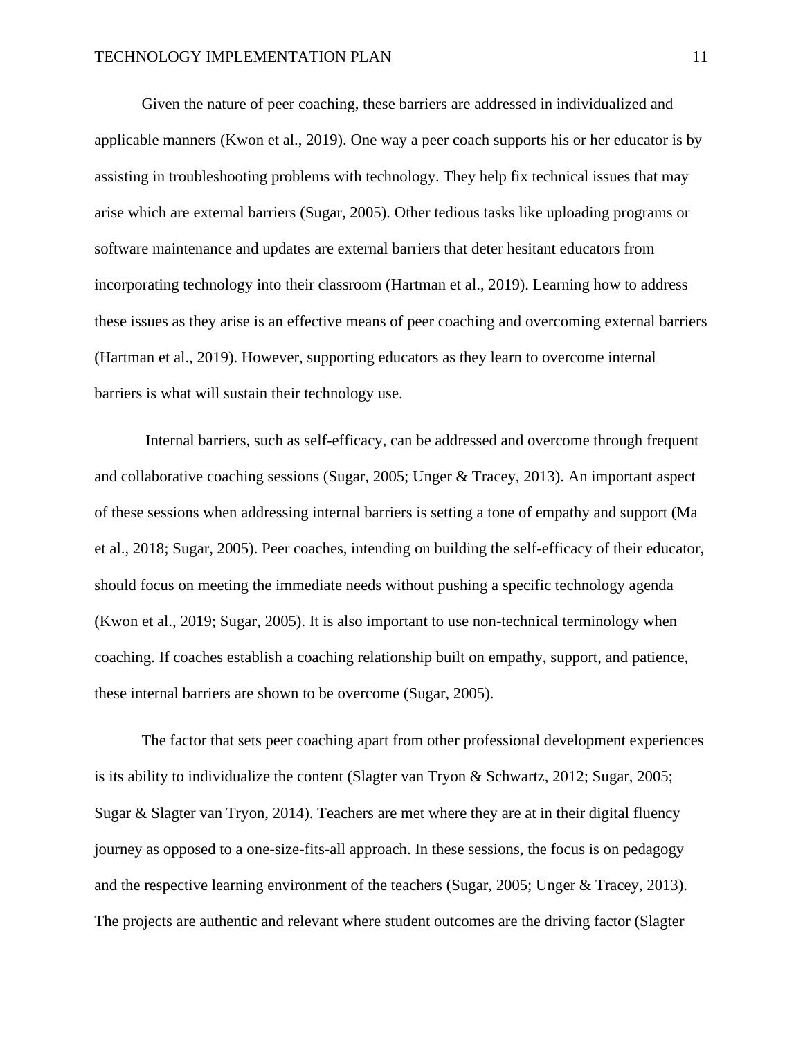Given the nature of peer coaching, these barriers are addressed in individualized and applicable manners (Kwon et al., 2019). One way a peer coach supports his or her educator is by assisting in troubleshooting problems with technology. They help fix technical issues that may arise which are external barriers (Sugar, 2005). Other tedious tasks like uploading programs or software maintenance and updates are external barriers that deter hesitant educators from incorporating technology into their classroom (Hartman et al., 2019). Learning how to address these issues as they arise is an effective means of peer coaching and overcoming external barriers (Hartman et al., 2019). However, supporting educators as they learn to overcome internal barriers is what will sustain their technology use.

Internal barriers, such as self-efficacy, can be addressed and overcome through frequent and collaborative coaching sessions (Sugar, 2005; Unger & Tracey, 2013). An important aspect of these sessions when addressing internal barriers is setting a tone of empathy and support (Ma et al., 2018; Sugar, 2005). Peer coaches, intending on building the self-efficacy of their educator, should focus on meeting the immediate needs without pushing a specific technology agenda (Kwon et al., 2019; Sugar, 2005). It is also important to use non-technical terminology when coaching. If coaches establish a coaching relationship built on empathy, support, and patience, these internal barriers are shown to be overcome (Sugar, 2005).

The factor that sets peer coaching apart from other professional development experiences is its ability to individualize the content (Slagter van Tryon & Schwartz, 2012; Sugar, 2005; Sugar & Slagter van Tryon, 2014). Teachers are met where they are at in their digital fluency journey as opposed to a one-size-fits-all approach. In these sessions, the focus is on pedagogy and the respective learning environment of the teachers (Sugar, 2005; Unger & Tracey, 2013). The projects are authentic and relevant where student outcomes are the driving factor (Slagter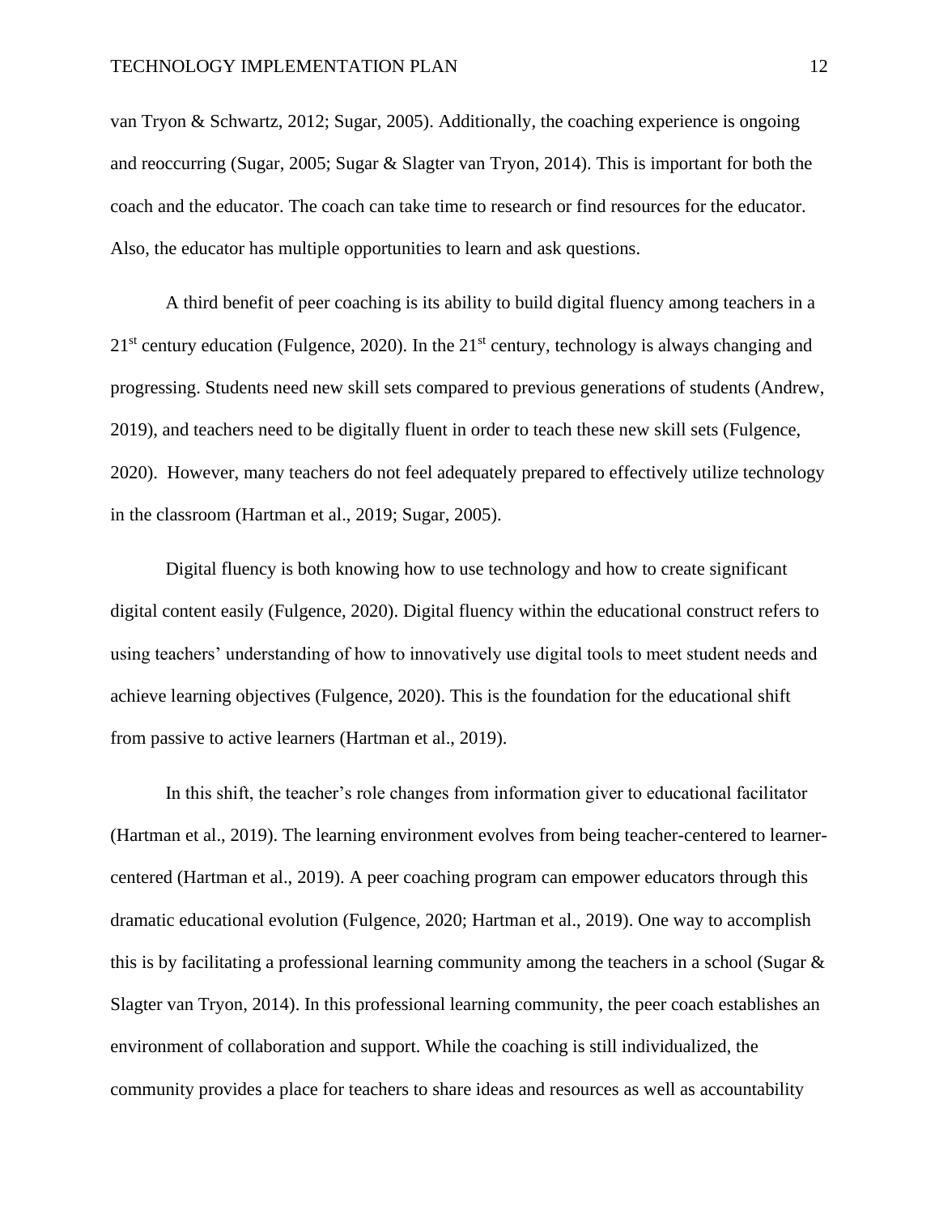van Tryon & Schwartz, 2012; Sugar, 2005). Additionally, the coaching experience is ongoing and reoccurring (Sugar, 2005; Sugar & Slagter van Tryon, 2014). This is important for both the coach and the educator. The coach can take time to research or find resources for the educator. Also, the educator has multiple opportunities to learn and ask questions.

A third benefit of peer coaching is its ability to build digital fluency among teachers in a 21st century education (Fulgence, 2020). In the 21st century, technology is always changing and progressing. Students need new skill sets compared to previous generations of students (Andrew, 2019), and teachers need to be digitally fluent in order to teach these new skill sets (Fulgence, 2020). However, many teachers do not feel adequately prepared to effectively utilize technology in the classroom (Hartman et al., 2019; Sugar, 2005).

Digital fluency is both knowing how to use technology and how to create significant digital content easily (Fulgence, 2020). Digital fluency within the educational construct refers to using teachers' understanding of how to innovatively use digital tools to meet student needs and achieve learning objectives (Fulgence, 2020). This is the foundation for the educational shift from passive to active learners (Hartman et al., 2019).

In this shift, the teacher's role changes from information giver to educational facilitator (Hartman et al., 2019). The learning environment evolves from being teacher-centered to learner-centered (Hartman et al., 2019). A peer coaching program can empower educators through this dramatic educational evolution (Fulgence, 2020; Hartman et al., 2019). One way to accomplish this is by facilitating a professional learning community among the teachers in a school (Sugar & Slagter van Tryon, 2014). In this professional learning community, the peer coach establishes an environment of collaboration and support. While the coaching is still individualized, the community provides a place for teachers to share ideas and resources as well as accountability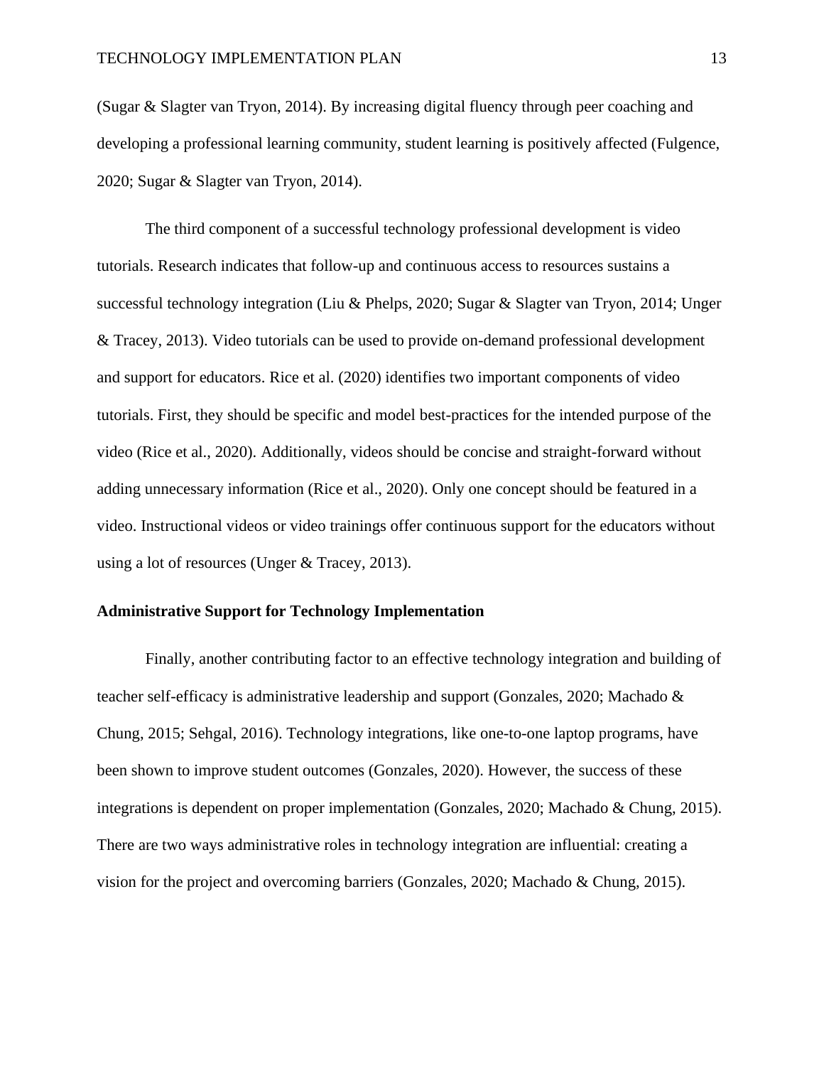(Sugar & Slagter van Tryon, 2014). By increasing digital fluency through peer coaching and developing a professional learning community, student learning is positively affected (Fulgence, 2020; Sugar & Slagter van Tryon, 2014).

The third component of a successful technology professional development is video tutorials. Research indicates that follow-up and continuous access to resources sustains a successful technology integration (Liu & Phelps, 2020; Sugar & Slagter van Tryon, 2014; Unger & Tracey, 2013). Video tutorials can be used to provide on-demand professional development and support for educators. Rice et al. (2020) identifies two important components of video tutorials. First, they should be specific and model best-practices for the intended purpose of the video (Rice et al., 2020). Additionally, videos should be concise and straight-forward without adding unnecessary information (Rice et al., 2020). Only one concept should be featured in a video. Instructional videos or video trainings offer continuous support for the educators without using a lot of resources (Unger & Tracey, 2013).

## Administrative Support for Technology Implementation

Finally, another contributing factor to an effective technology integration and building of teacher self-efficacy is administrative leadership and support (Gonzales, 2020; Machado & Chung, 2015; Sehgal, 2016). Technology integrations, like one-to-one laptop programs, have been shown to improve student outcomes (Gonzales, 2020). However, the success of these integrations is dependent on proper implementation (Gonzales, 2020; Machado & Chung, 2015). There are two ways administrative roles in technology integration are influential: creating a vision for the project and overcoming barriers (Gonzales, 2020; Machado & Chung, 2015).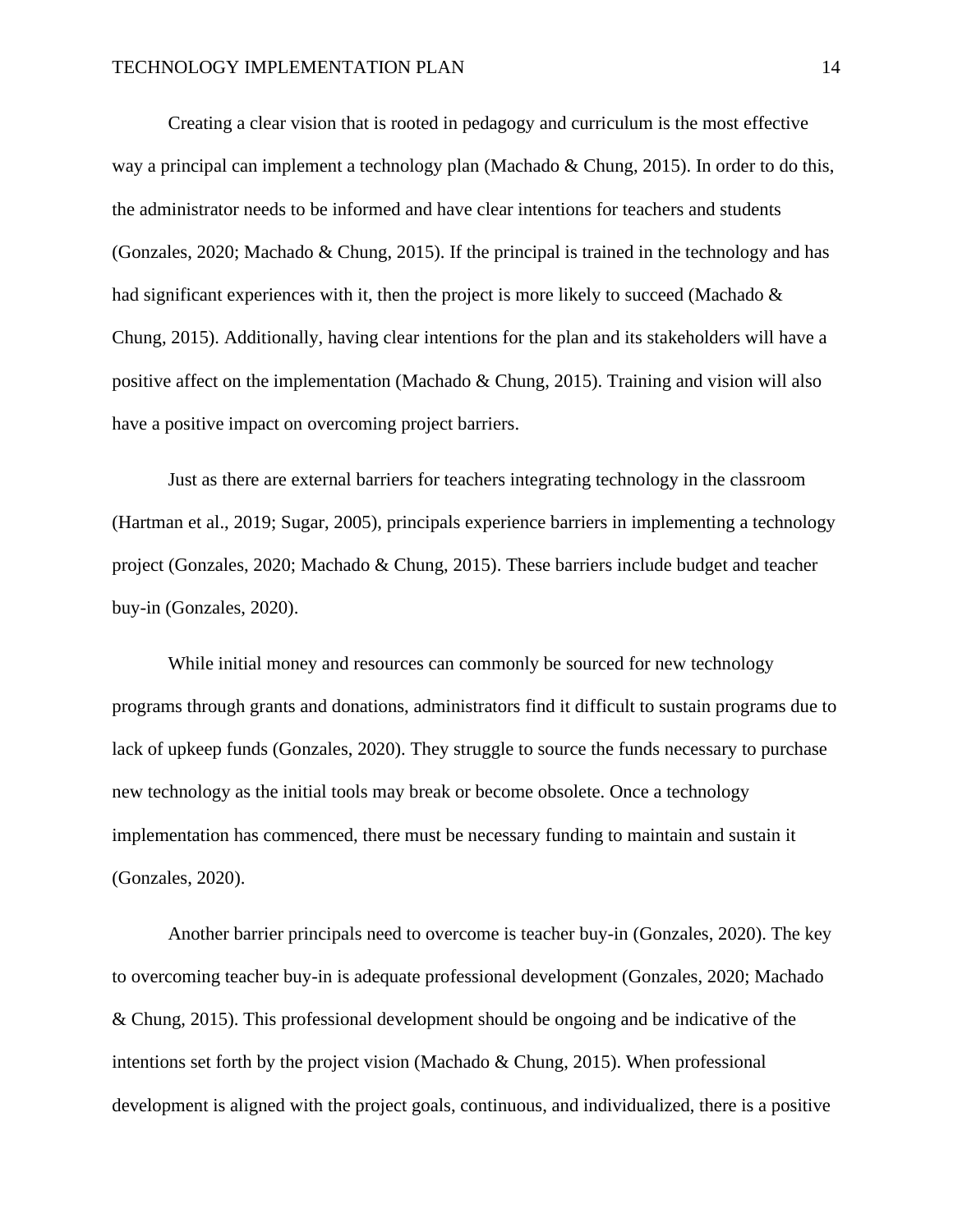Creating a clear vision that is rooted in pedagogy and curriculum is the most effective way a principal can implement a technology plan (Machado & Chung, 2015). In order to do this, the administrator needs to be informed and have clear intentions for teachers and students (Gonzales, 2020; Machado & Chung, 2015). If the principal is trained in the technology and has had significant experiences with it, then the project is more likely to succeed (Machado & Chung, 2015). Additionally, having clear intentions for the plan and its stakeholders will have a positive affect on the implementation (Machado & Chung, 2015). Training and vision will also have a positive impact on overcoming project barriers.

Just as there are external barriers for teachers integrating technology in the classroom (Hartman et al., 2019; Sugar, 2005), principals experience barriers in implementing a technology project (Gonzales, 2020; Machado & Chung, 2015). These barriers include budget and teacher buy-in (Gonzales, 2020).

While initial money and resources can commonly be sourced for new technology programs through grants and donations, administrators find it difficult to sustain programs due to lack of upkeep funds (Gonzales, 2020). They struggle to source the funds necessary to purchase new technology as the initial tools may break or become obsolete. Once a technology implementation has commenced, there must be necessary funding to maintain and sustain it (Gonzales, 2020).

Another barrier principals need to overcome is teacher buy-in (Gonzales, 2020). The key to overcoming teacher buy-in is adequate professional development (Gonzales, 2020; Machado & Chung, 2015). This professional development should be ongoing and be indicative of the intentions set forth by the project vision (Machado & Chung, 2015). When professional development is aligned with the project goals, continuous, and individualized, there is a positive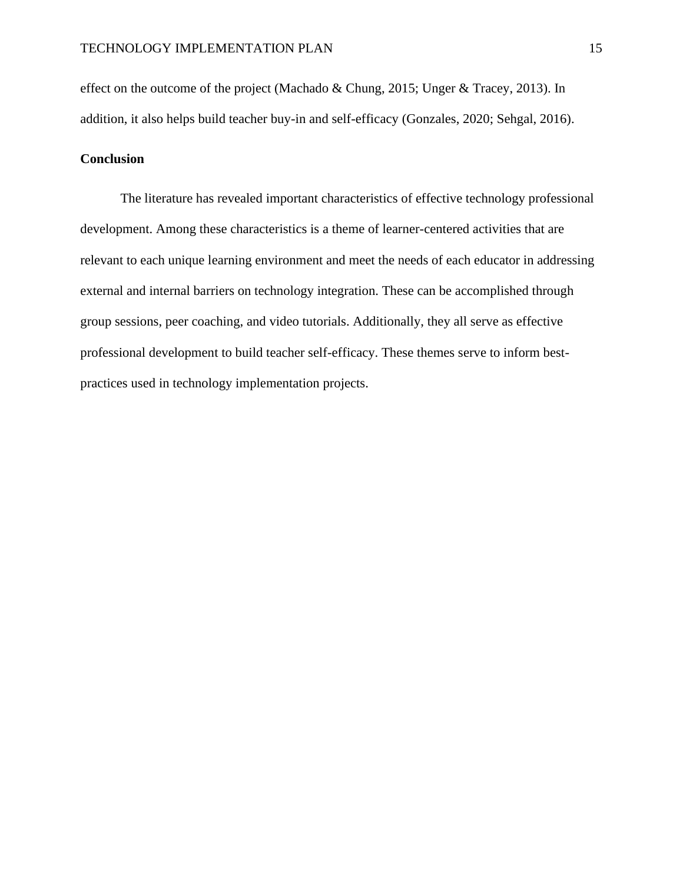effect on the outcome of the project (Machado & Chung, 2015; Unger & Tracey, 2013). In addition, it also helps build teacher buy-in and self-efficacy (Gonzales, 2020; Sehgal, 2016).

**Conclusion**

The literature has revealed important characteristics of effective technology professional development. Among these characteristics is a theme of learner-centered activities that are relevant to each unique learning environment and meet the needs of each educator in addressing external and internal barriers on technology integration. These can be accomplished through group sessions, peer coaching, and video tutorials. Additionally, they all serve as effective professional development to build teacher self-efficacy. These themes serve to inform best-practices used in technology implementation projects.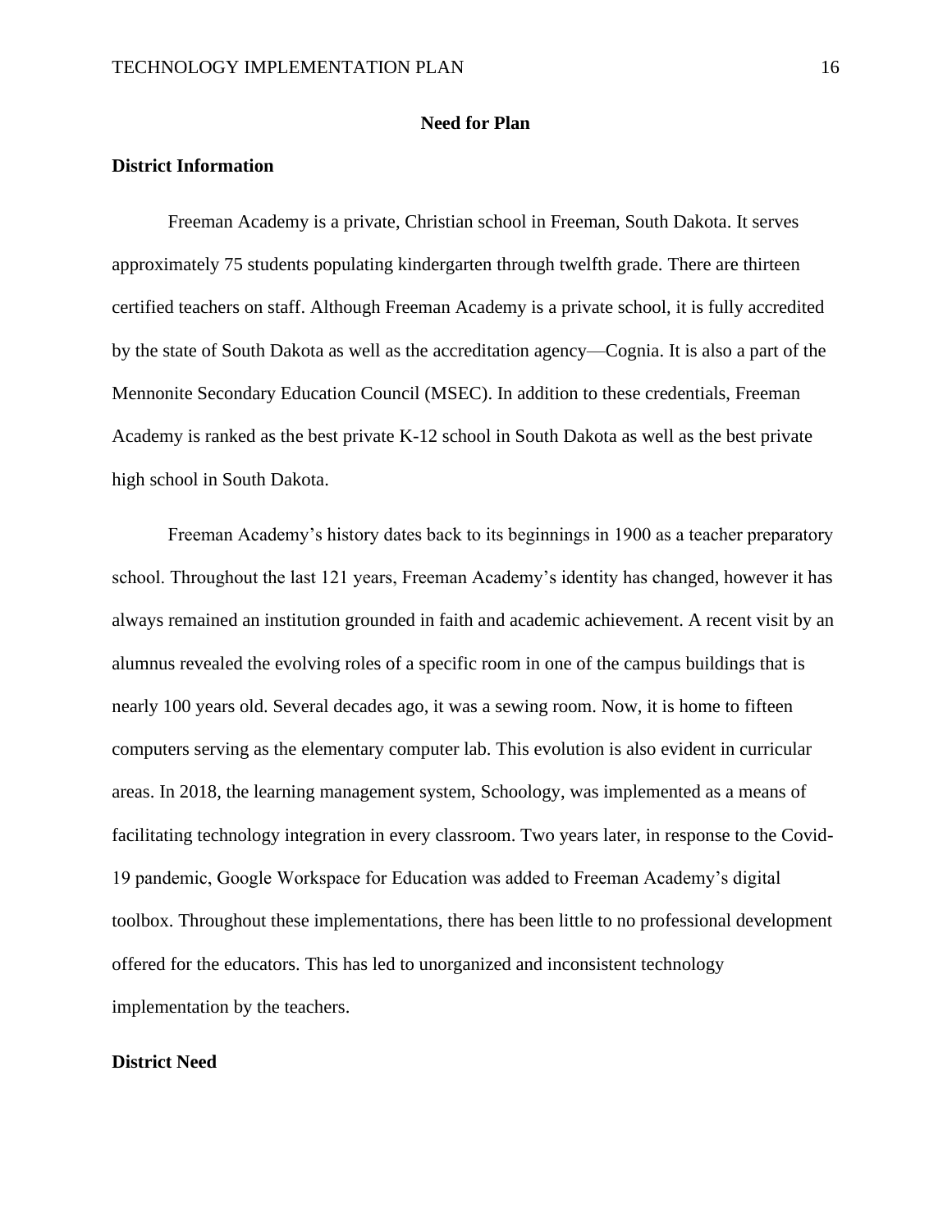## Need for Plan

### District Information

Freeman Academy is a private, Christian school in Freeman, South Dakota. It serves approximately 75 students populating kindergarten through twelfth grade. There are thirteen certified teachers on staff. Although Freeman Academy is a private school, it is fully accredited by the state of South Dakota as well as the accreditation agency—Cognia. It is also a part of the Mennonite Secondary Education Council (MSEC). In addition to these credentials, Freeman Academy is ranked as the best private K-12 school in South Dakota as well as the best private high school in South Dakota.

Freeman Academy's history dates back to its beginnings in 1900 as a teacher preparatory school. Throughout the last 121 years, Freeman Academy's identity has changed, however it has always remained an institution grounded in faith and academic achievement. A recent visit by an alumnus revealed the evolving roles of a specific room in one of the campus buildings that is nearly 100 years old. Several decades ago, it was a sewing room. Now, it is home to fifteen computers serving as the elementary computer lab. This evolution is also evident in curricular areas. In 2018, the learning management system, Schoology, was implemented as a means of facilitating technology integration in every classroom. Two years later, in response to the Covid-19 pandemic, Google Workspace for Education was added to Freeman Academy's digital toolbox. Throughout these implementations, there has been little to no professional development offered for the educators. This has led to unorganized and inconsistent technology implementation by the teachers.

### District Need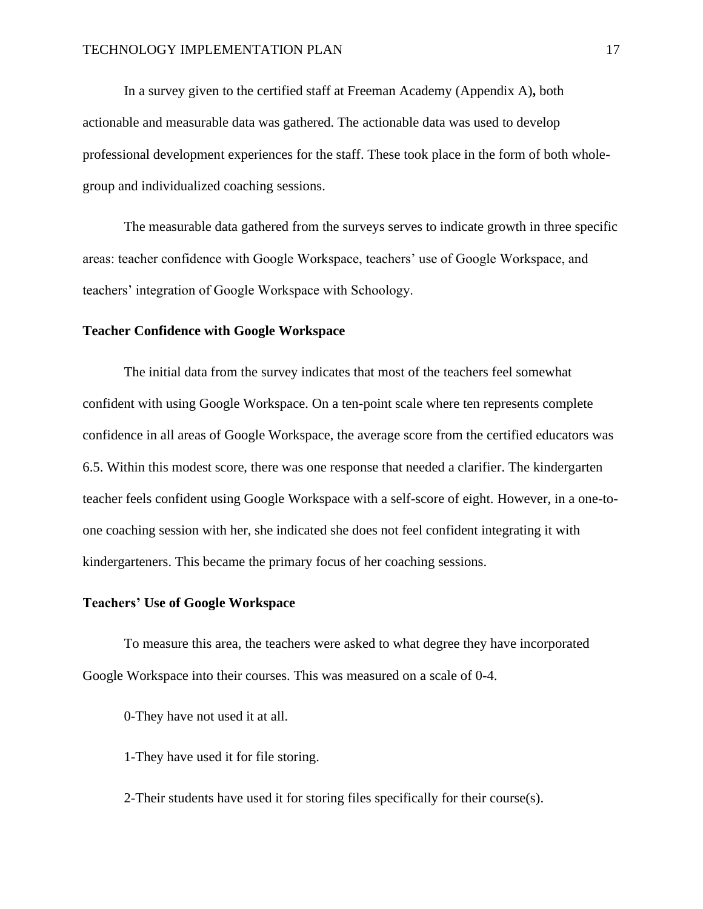In a survey given to the certified staff at Freeman Academy (Appendix A)**,** both actionable and measurable data was gathered. The actionable data was used to develop professional development experiences for the staff. These took place in the form of both whole-group and individualized coaching sessions.

The measurable data gathered from the surveys serves to indicate growth in three specific areas: teacher confidence with Google Workspace, teachers' use of Google Workspace, and teachers' integration of Google Workspace with Schoology.

**Teacher Confidence with Google Workspace**

The initial data from the survey indicates that most of the teachers feel somewhat confident with using Google Workspace. On a ten-point scale where ten represents complete confidence in all areas of Google Workspace, the average score from the certified educators was 6.5. Within this modest score, there was one response that needed a clarifier. The kindergarten teacher feels confident using Google Workspace with a self-score of eight. However, in a one-to-one coaching session with her, she indicated she does not feel confident integrating it with kindergarteners. This became the primary focus of her coaching sessions.

**Teachers' Use of Google Workspace**

To measure this area, the teachers were asked to what degree they have incorporated Google Workspace into their courses. This was measured on a scale of 0-4.

0-They have not used it at all.

1-They have used it for file storing.

2-Their students have used it for storing files specifically for their course(s).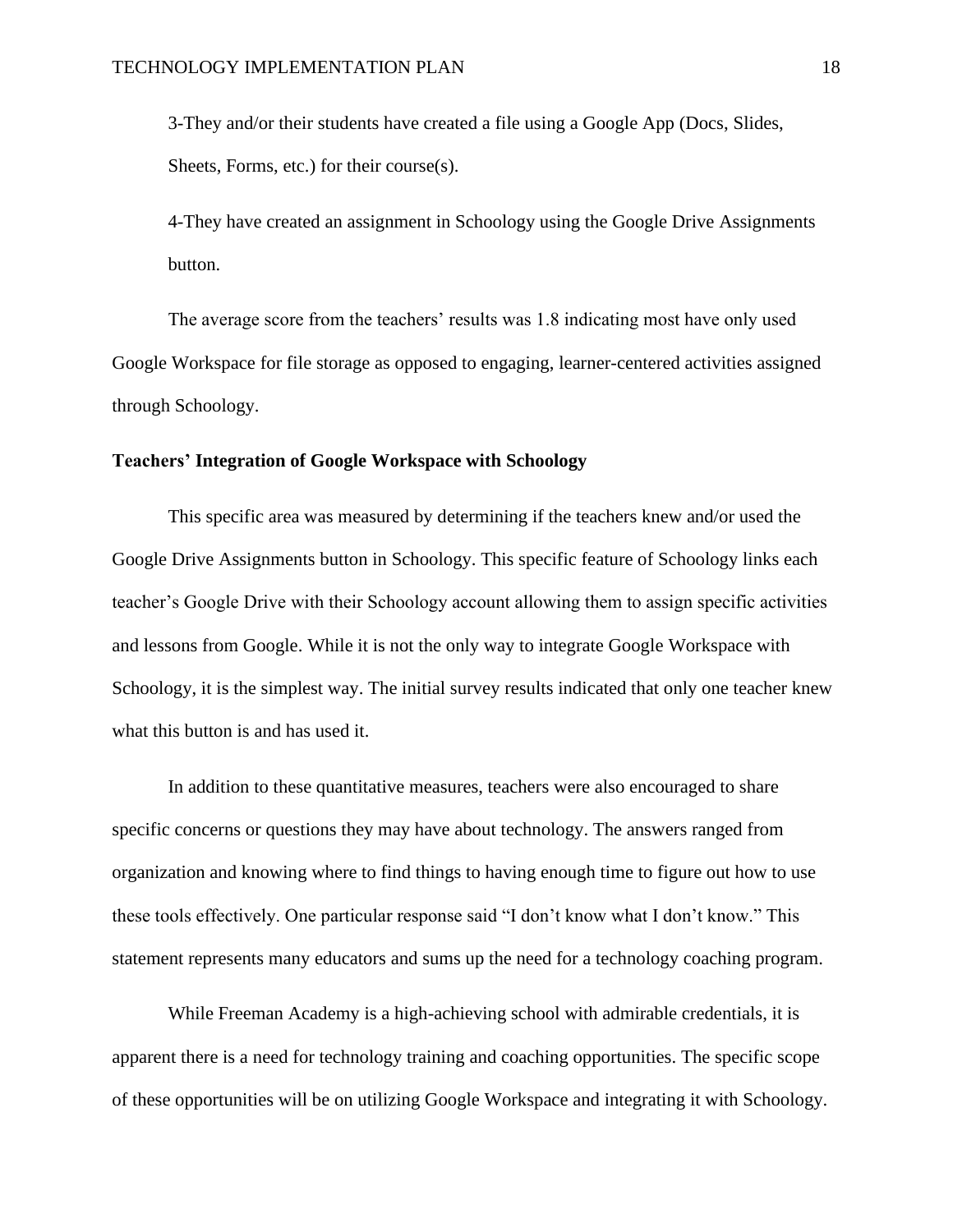3-They and/or their students have created a file using a Google App (Docs, Slides, Sheets, Forms, etc.) for their course(s).

4-They have created an assignment in Schoology using the Google Drive Assignments button.

The average score from the teachers' results was 1.8 indicating most have only used Google Workspace for file storage as opposed to engaging, learner-centered activities assigned through Schoology.

**Teachers' Integration of Google Workspace with Schoology**

This specific area was measured by determining if the teachers knew and/or used the Google Drive Assignments button in Schoology. This specific feature of Schoology links each teacher's Google Drive with their Schoology account allowing them to assign specific activities and lessons from Google. While it is not the only way to integrate Google Workspace with Schoology, it is the simplest way. The initial survey results indicated that only one teacher knew what this button is and has used it.

In addition to these quantitative measures, teachers were also encouraged to share specific concerns or questions they may have about technology. The answers ranged from organization and knowing where to find things to having enough time to figure out how to use these tools effectively. One particular response said "I don't know what I don't know." This statement represents many educators and sums up the need for a technology coaching program.

While Freeman Academy is a high-achieving school with admirable credentials, it is apparent there is a need for technology training and coaching opportunities. The specific scope of these opportunities will be on utilizing Google Workspace and integrating it with Schoology.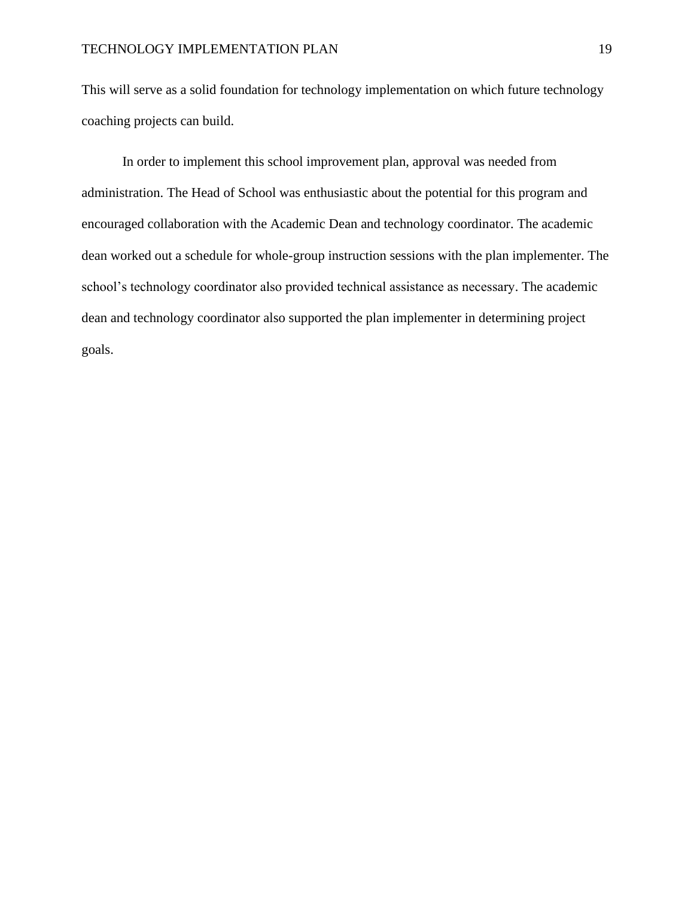This will serve as a solid foundation for technology implementation on which future technology coaching projects can build.

In order to implement this school improvement plan, approval was needed from administration. The Head of School was enthusiastic about the potential for this program and encouraged collaboration with the Academic Dean and technology coordinator. The academic dean worked out a schedule for whole-group instruction sessions with the plan implementer. The school's technology coordinator also provided technical assistance as necessary. The academic dean and technology coordinator also supported the plan implementer in determining project goals.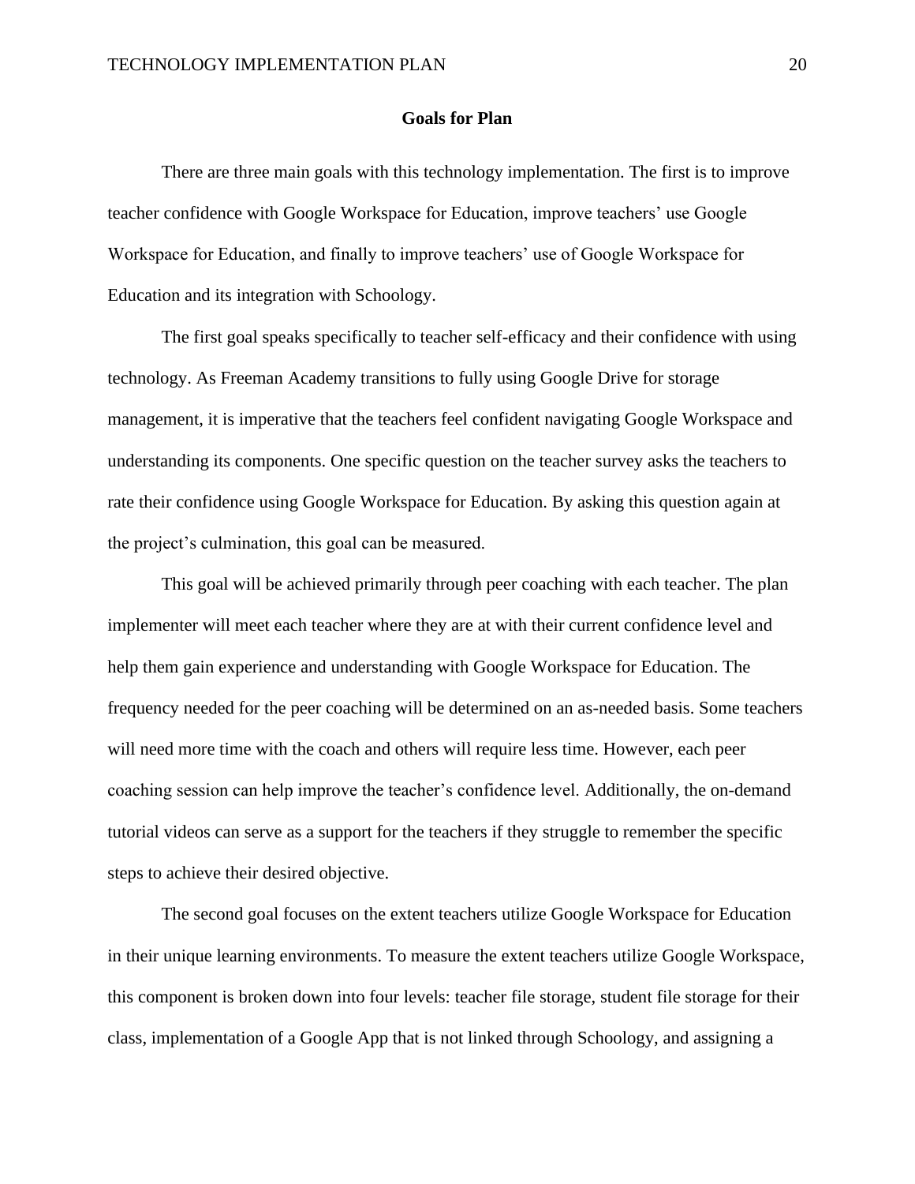## Goals for Plan

There are three main goals with this technology implementation. The first is to improve teacher confidence with Google Workspace for Education, improve teachers' use Google Workspace for Education, and finally to improve teachers' use of Google Workspace for Education and its integration with Schoology.

The first goal speaks specifically to teacher self-efficacy and their confidence with using technology. As Freeman Academy transitions to fully using Google Drive for storage management, it is imperative that the teachers feel confident navigating Google Workspace and understanding its components. One specific question on the teacher survey asks the teachers to rate their confidence using Google Workspace for Education. By asking this question again at the project's culmination, this goal can be measured.

This goal will be achieved primarily through peer coaching with each teacher. The plan implementer will meet each teacher where they are at with their current confidence level and help them gain experience and understanding with Google Workspace for Education. The frequency needed for the peer coaching will be determined on an as-needed basis. Some teachers will need more time with the coach and others will require less time. However, each peer coaching session can help improve the teacher's confidence level. Additionally, the on-demand tutorial videos can serve as a support for the teachers if they struggle to remember the specific steps to achieve their desired objective.

The second goal focuses on the extent teachers utilize Google Workspace for Education in their unique learning environments. To measure the extent teachers utilize Google Workspace, this component is broken down into four levels: teacher file storage, student file storage for their class, implementation of a Google App that is not linked through Schoology, and assigning a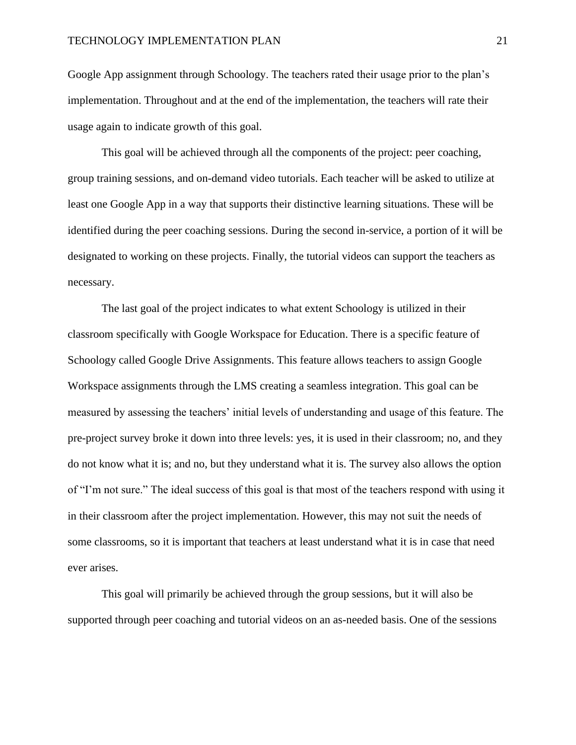Google App assignment through Schoology. The teachers rated their usage prior to the plan's implementation. Throughout and at the end of the implementation, the teachers will rate their usage again to indicate growth of this goal.

This goal will be achieved through all the components of the project: peer coaching, group training sessions, and on-demand video tutorials. Each teacher will be asked to utilize at least one Google App in a way that supports their distinctive learning situations. These will be identified during the peer coaching sessions. During the second in-service, a portion of it will be designated to working on these projects. Finally, the tutorial videos can support the teachers as necessary.

The last goal of the project indicates to what extent Schoology is utilized in their classroom specifically with Google Workspace for Education. There is a specific feature of Schoology called Google Drive Assignments. This feature allows teachers to assign Google Workspace assignments through the LMS creating a seamless integration. This goal can be measured by assessing the teachers' initial levels of understanding and usage of this feature. The pre-project survey broke it down into three levels: yes, it is used in their classroom; no, and they do not know what it is; and no, but they understand what it is. The survey also allows the option of "I'm not sure." The ideal success of this goal is that most of the teachers respond with using it in their classroom after the project implementation. However, this may not suit the needs of some classrooms, so it is important that teachers at least understand what it is in case that need ever arises.

This goal will primarily be achieved through the group sessions, but it will also be supported through peer coaching and tutorial videos on an as-needed basis. One of the sessions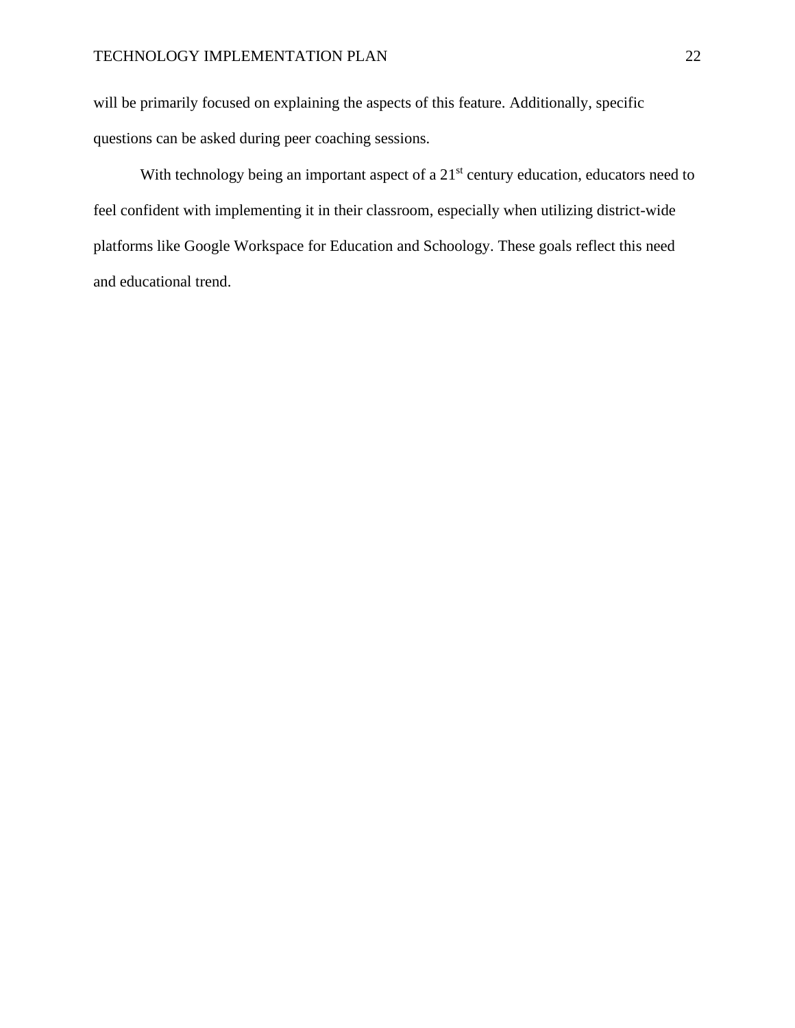will be primarily focused on explaining the aspects of this feature. Additionally, specific questions can be asked during peer coaching sessions.

With technology being an important aspect of a 21st century education, educators need to feel confident with implementing it in their classroom, especially when utilizing district-wide platforms like Google Workspace for Education and Schoology. These goals reflect this need and educational trend.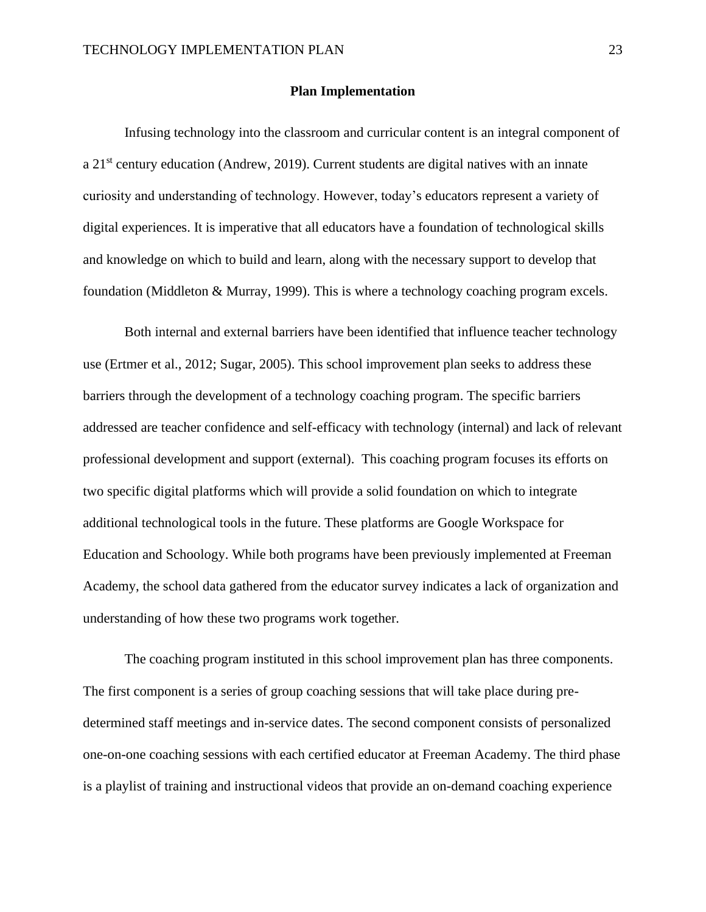## Plan Implementation

Infusing technology into the classroom and curricular content is an integral component of a 21st century education (Andrew, 2019). Current students are digital natives with an innate curiosity and understanding of technology. However, today's educators represent a variety of digital experiences. It is imperative that all educators have a foundation of technological skills and knowledge on which to build and learn, along with the necessary support to develop that foundation (Middleton & Murray, 1999). This is where a technology coaching program excels.

Both internal and external barriers have been identified that influence teacher technology use (Ertmer et al., 2012; Sugar, 2005). This school improvement plan seeks to address these barriers through the development of a technology coaching program. The specific barriers addressed are teacher confidence and self-efficacy with technology (internal) and lack of relevant professional development and support (external). This coaching program focuses its efforts on two specific digital platforms which will provide a solid foundation on which to integrate additional technological tools in the future. These platforms are Google Workspace for Education and Schoology. While both programs have been previously implemented at Freeman Academy, the school data gathered from the educator survey indicates a lack of organization and understanding of how these two programs work together.

The coaching program instituted in this school improvement plan has three components. The first component is a series of group coaching sessions that will take place during pre-determined staff meetings and in-service dates. The second component consists of personalized one-on-one coaching sessions with each certified educator at Freeman Academy. The third phase is a playlist of training and instructional videos that provide an on-demand coaching experience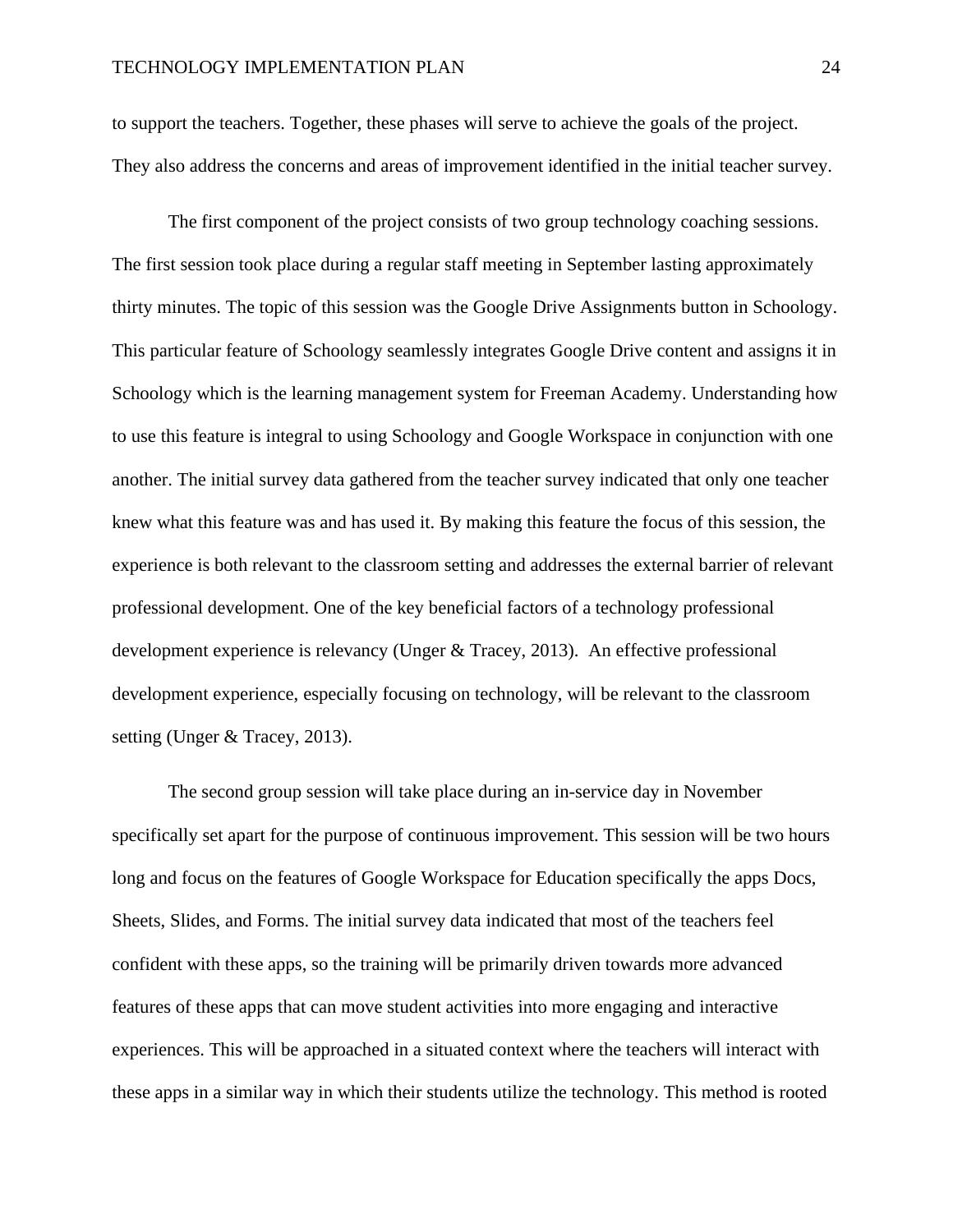to support the teachers. Together, these phases will serve to achieve the goals of the project. They also address the concerns and areas of improvement identified in the initial teacher survey.

The first component of the project consists of two group technology coaching sessions. The first session took place during a regular staff meeting in September lasting approximately thirty minutes. The topic of this session was the Google Drive Assignments button in Schoology. This particular feature of Schoology seamlessly integrates Google Drive content and assigns it in Schoology which is the learning management system for Freeman Academy. Understanding how to use this feature is integral to using Schoology and Google Workspace in conjunction with one another. The initial survey data gathered from the teacher survey indicated that only one teacher knew what this feature was and has used it. By making this feature the focus of this session, the experience is both relevant to the classroom setting and addresses the external barrier of relevant professional development. One of the key beneficial factors of a technology professional development experience is relevancy (Unger & Tracey, 2013). An effective professional development experience, especially focusing on technology, will be relevant to the classroom setting (Unger & Tracey, 2013).

The second group session will take place during an in-service day in November specifically set apart for the purpose of continuous improvement. This session will be two hours long and focus on the features of Google Workspace for Education specifically the apps Docs, Sheets, Slides, and Forms. The initial survey data indicated that most of the teachers feel confident with these apps, so the training will be primarily driven towards more advanced features of these apps that can move student activities into more engaging and interactive experiences. This will be approached in a situated context where the teachers will interact with these apps in a similar way in which their students utilize the technology. This method is rooted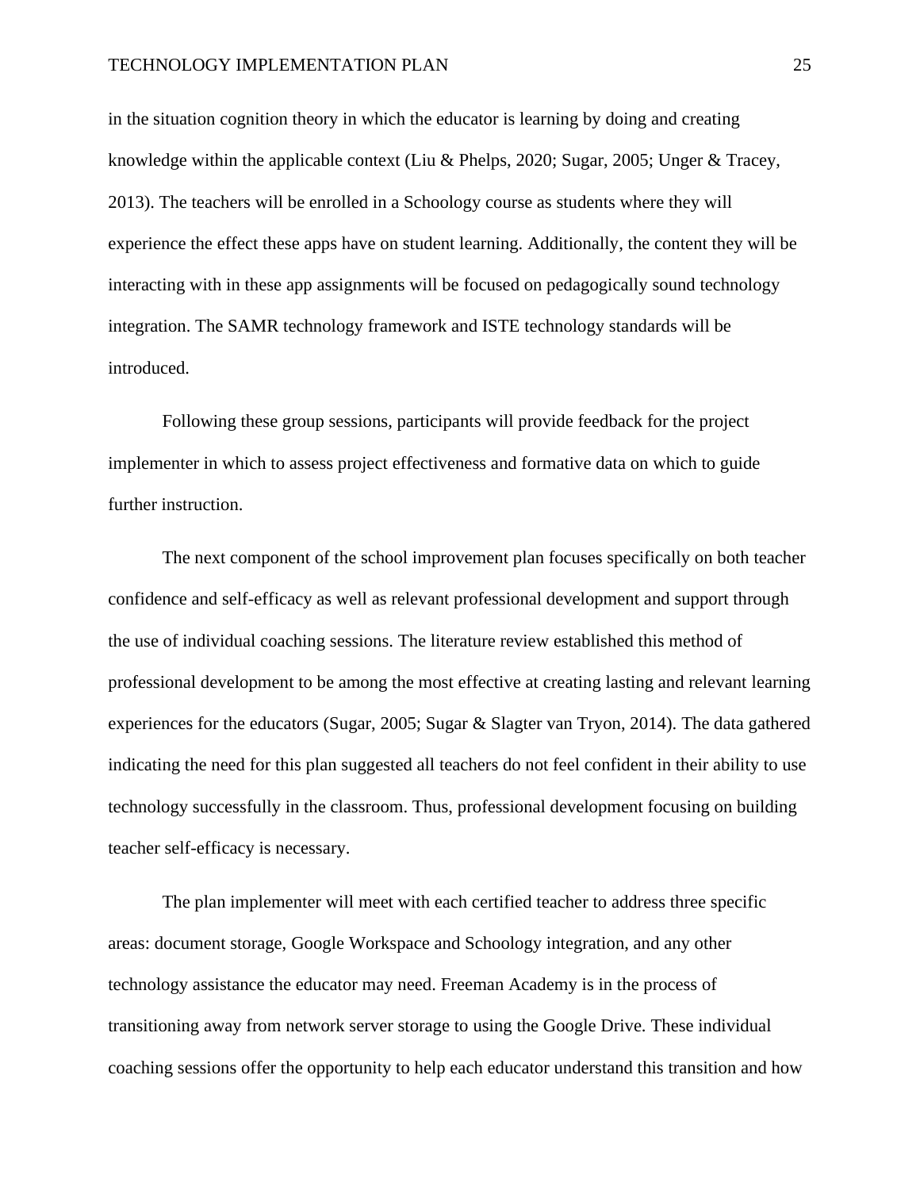in the situation cognition theory in which the educator is learning by doing and creating knowledge within the applicable context (Liu & Phelps, 2020; Sugar, 2005; Unger & Tracey, 2013). The teachers will be enrolled in a Schoology course as students where they will experience the effect these apps have on student learning. Additionally, the content they will be interacting with in these app assignments will be focused on pedagogically sound technology integration. The SAMR technology framework and ISTE technology standards will be introduced.

Following these group sessions, participants will provide feedback for the project implementer in which to assess project effectiveness and formative data on which to guide further instruction.

The next component of the school improvement plan focuses specifically on both teacher confidence and self-efficacy as well as relevant professional development and support through the use of individual coaching sessions. The literature review established this method of professional development to be among the most effective at creating lasting and relevant learning experiences for the educators (Sugar, 2005; Sugar & Slagter van Tryon, 2014). The data gathered indicating the need for this plan suggested all teachers do not feel confident in their ability to use technology successfully in the classroom. Thus, professional development focusing on building teacher self-efficacy is necessary.

The plan implementer will meet with each certified teacher to address three specific areas: document storage, Google Workspace and Schoology integration, and any other technology assistance the educator may need. Freeman Academy is in the process of transitioning away from network server storage to using the Google Drive. These individual coaching sessions offer the opportunity to help each educator understand this transition and how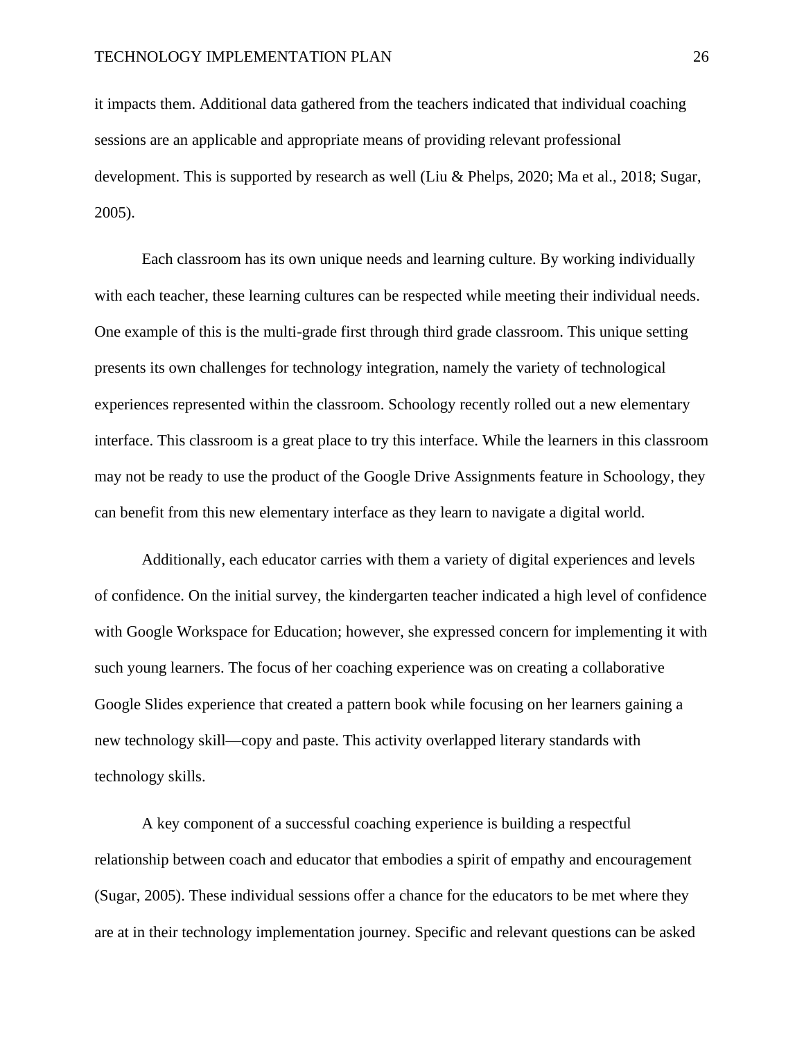it impacts them. Additional data gathered from the teachers indicated that individual coaching sessions are an applicable and appropriate means of providing relevant professional development. This is supported by research as well (Liu & Phelps, 2020; Ma et al., 2018; Sugar, 2005).

Each classroom has its own unique needs and learning culture. By working individually with each teacher, these learning cultures can be respected while meeting their individual needs. One example of this is the multi-grade first through third grade classroom. This unique setting presents its own challenges for technology integration, namely the variety of technological experiences represented within the classroom. Schoology recently rolled out a new elementary interface. This classroom is a great place to try this interface. While the learners in this classroom may not be ready to use the product of the Google Drive Assignments feature in Schoology, they can benefit from this new elementary interface as they learn to navigate a digital world.

Additionally, each educator carries with them a variety of digital experiences and levels of confidence. On the initial survey, the kindergarten teacher indicated a high level of confidence with Google Workspace for Education; however, she expressed concern for implementing it with such young learners. The focus of her coaching experience was on creating a collaborative Google Slides experience that created a pattern book while focusing on her learners gaining a new technology skill—copy and paste. This activity overlapped literary standards with technology skills.

A key component of a successful coaching experience is building a respectful relationship between coach and educator that embodies a spirit of empathy and encouragement (Sugar, 2005). These individual sessions offer a chance for the educators to be met where they are at in their technology implementation journey. Specific and relevant questions can be asked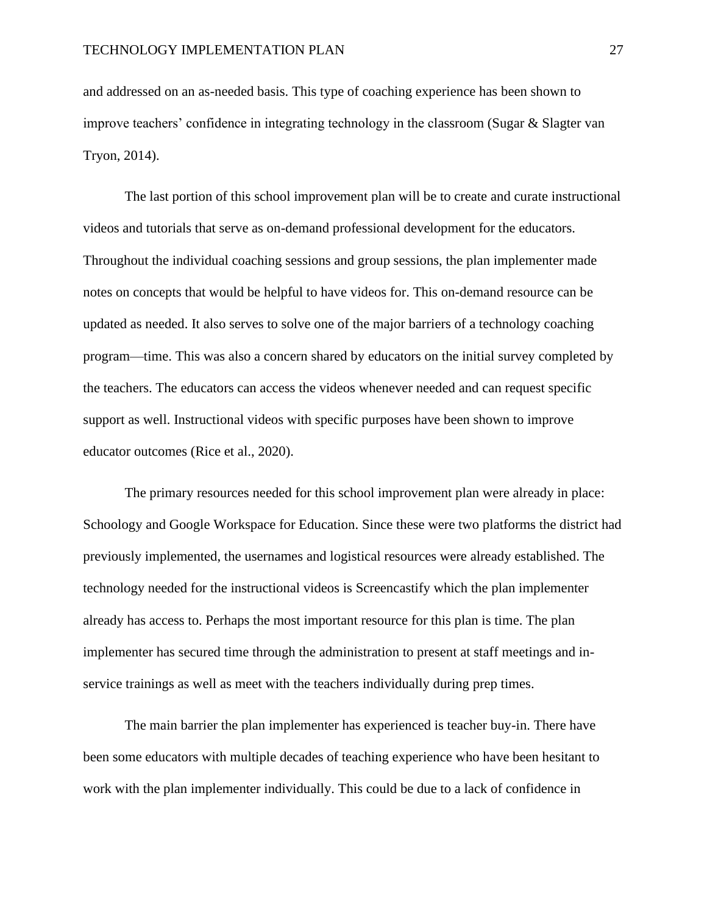and addressed on an as-needed basis. This type of coaching experience has been shown to improve teachers' confidence in integrating technology in the classroom (Sugar & Slagter van Tryon, 2014).

The last portion of this school improvement plan will be to create and curate instructional videos and tutorials that serve as on-demand professional development for the educators. Throughout the individual coaching sessions and group sessions, the plan implementer made notes on concepts that would be helpful to have videos for. This on-demand resource can be updated as needed. It also serves to solve one of the major barriers of a technology coaching program—time. This was also a concern shared by educators on the initial survey completed by the teachers. The educators can access the videos whenever needed and can request specific support as well. Instructional videos with specific purposes have been shown to improve educator outcomes (Rice et al., 2020).

The primary resources needed for this school improvement plan were already in place: Schoology and Google Workspace for Education. Since these were two platforms the district had previously implemented, the usernames and logistical resources were already established. The technology needed for the instructional videos is Screencastify which the plan implementer already has access to. Perhaps the most important resource for this plan is time. The plan implementer has secured time through the administration to present at staff meetings and in-service trainings as well as meet with the teachers individually during prep times.

The main barrier the plan implementer has experienced is teacher buy-in. There have been some educators with multiple decades of teaching experience who have been hesitant to work with the plan implementer individually. This could be due to a lack of confidence in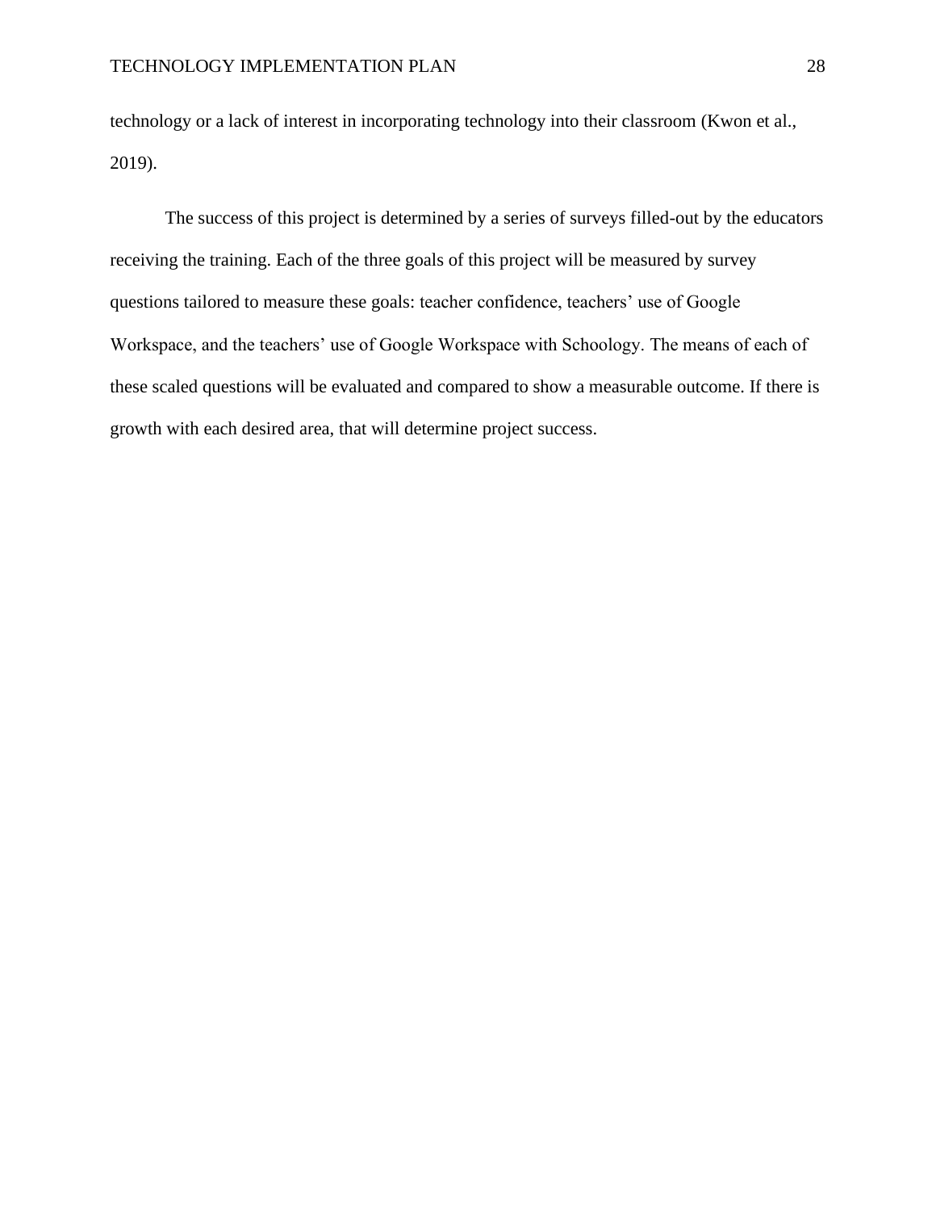technology or a lack of interest in incorporating technology into their classroom (Kwon et al., 2019).

The success of this project is determined by a series of surveys filled-out by the educators receiving the training. Each of the three goals of this project will be measured by survey questions tailored to measure these goals: teacher confidence, teachers' use of Google Workspace, and the teachers' use of Google Workspace with Schoology. The means of each of these scaled questions will be evaluated and compared to show a measurable outcome. If there is growth with each desired area, that will determine project success.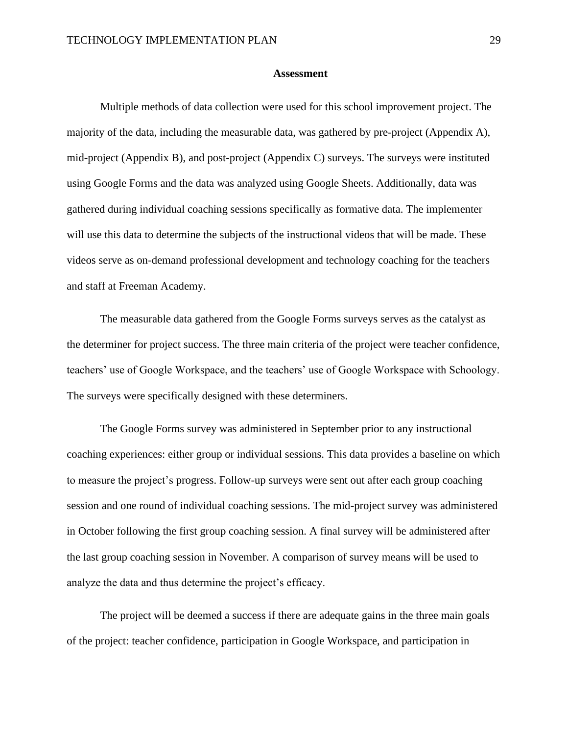## Assessment

Multiple methods of data collection were used for this school improvement project. The majority of the data, including the measurable data, was gathered by pre-project (Appendix A), mid-project (Appendix B), and post-project (Appendix C) surveys. The surveys were instituted using Google Forms and the data was analyzed using Google Sheets. Additionally, data was gathered during individual coaching sessions specifically as formative data. The implementer will use this data to determine the subjects of the instructional videos that will be made. These videos serve as on-demand professional development and technology coaching for the teachers and staff at Freeman Academy.

The measurable data gathered from the Google Forms surveys serves as the catalyst as the determiner for project success. The three main criteria of the project were teacher confidence, teachers' use of Google Workspace, and the teachers' use of Google Workspace with Schoology. The surveys were specifically designed with these determiners.

The Google Forms survey was administered in September prior to any instructional coaching experiences: either group or individual sessions. This data provides a baseline on which to measure the project's progress. Follow-up surveys were sent out after each group coaching session and one round of individual coaching sessions. The mid-project survey was administered in October following the first group coaching session. A final survey will be administered after the last group coaching session in November. A comparison of survey means will be used to analyze the data and thus determine the project's efficacy.

The project will be deemed a success if there are adequate gains in the three main goals of the project: teacher confidence, participation in Google Workspace, and participation in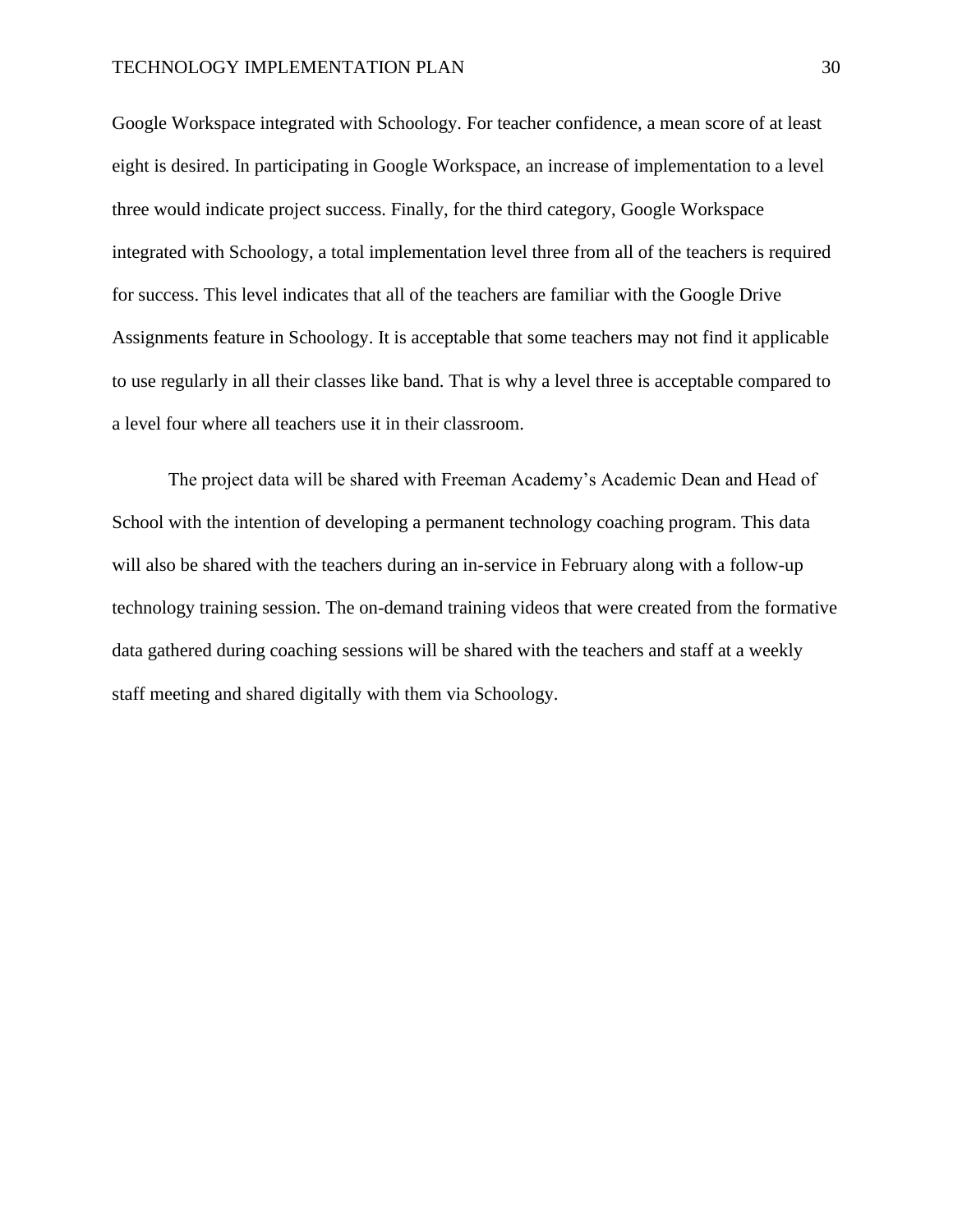Google Workspace integrated with Schoology. For teacher confidence, a mean score of at least eight is desired. In participating in Google Workspace, an increase of implementation to a level three would indicate project success. Finally, for the third category, Google Workspace integrated with Schoology, a total implementation level three from all of the teachers is required for success. This level indicates that all of the teachers are familiar with the Google Drive Assignments feature in Schoology. It is acceptable that some teachers may not find it applicable to use regularly in all their classes like band. That is why a level three is acceptable compared to a level four where all teachers use it in their classroom.

The project data will be shared with Freeman Academy's Academic Dean and Head of School with the intention of developing a permanent technology coaching program. This data will also be shared with the teachers during an in-service in February along with a follow-up technology training session. The on-demand training videos that were created from the formative data gathered during coaching sessions will be shared with the teachers and staff at a weekly staff meeting and shared digitally with them via Schoology.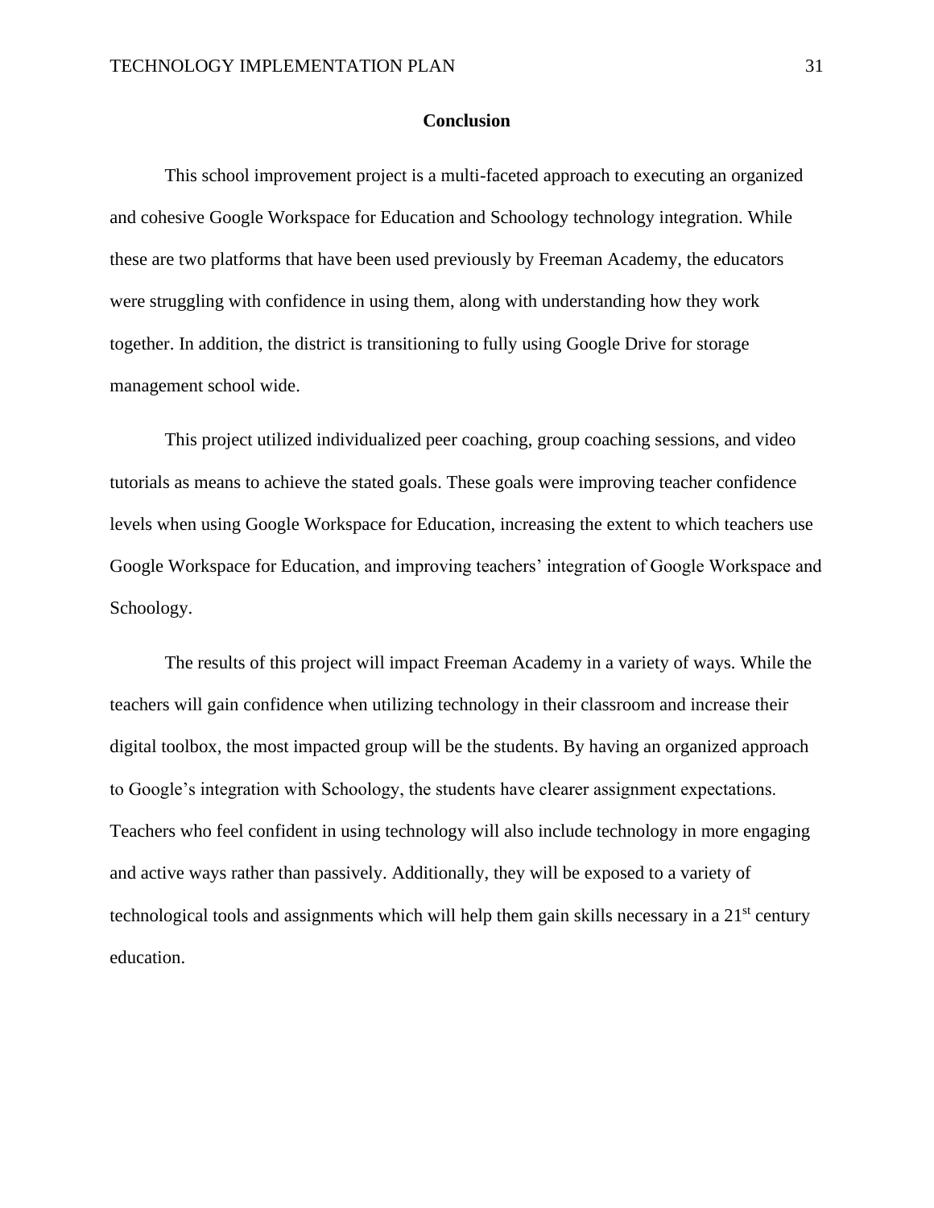## Conclusion

This school improvement project is a multi-faceted approach to executing an organized and cohesive Google Workspace for Education and Schoology technology integration. While these are two platforms that have been used previously by Freeman Academy, the educators were struggling with confidence in using them, along with understanding how they work together. In addition, the district is transitioning to fully using Google Drive for storage management school wide.

This project utilized individualized peer coaching, group coaching sessions, and video tutorials as means to achieve the stated goals. These goals were improving teacher confidence levels when using Google Workspace for Education, increasing the extent to which teachers use Google Workspace for Education, and improving teachers' integration of Google Workspace and Schoology.

The results of this project will impact Freeman Academy in a variety of ways. While the teachers will gain confidence when utilizing technology in their classroom and increase their digital toolbox, the most impacted group will be the students. By having an organized approach to Google's integration with Schoology, the students have clearer assignment expectations. Teachers who feel confident in using technology will also include technology in more engaging and active ways rather than passively. Additionally, they will be exposed to a variety of technological tools and assignments which will help them gain skills necessary in a 21st century education.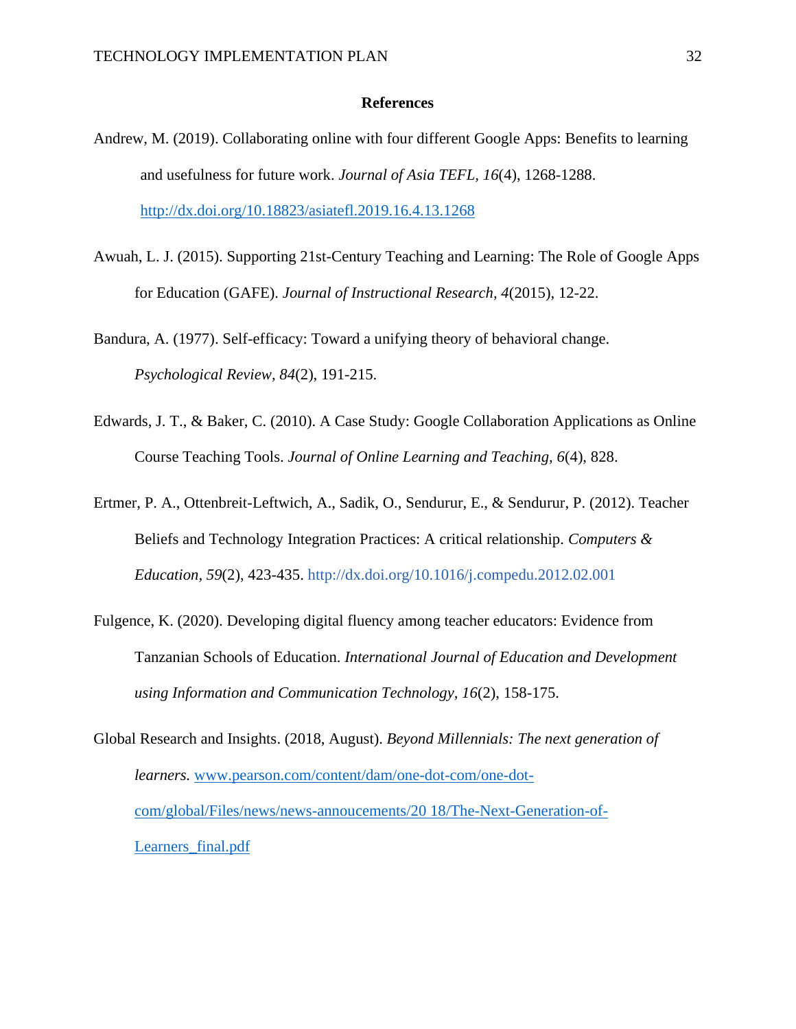# References

Andrew, M. (2019). Collaborating online with four different Google Apps: Benefits to learning and usefulness for future work. *Journal of Asia TEFL, 16*(4), 1268-1288. http://dx.doi.org/10.18823/asiatefl.2019.16.4.13.1268

Awuah, L. J. (2015). Supporting 21st-Century Teaching and Learning: The Role of Google Apps for Education (GAFE). *Journal of Instructional Research, 4*(2015), 12-22.

Bandura, A. (1977). Self-efficacy: Toward a unifying theory of behavioral change. *Psychological Review, 84*(2), 191-215.

Edwards, J. T., & Baker, C. (2010). A Case Study: Google Collaboration Applications as Online Course Teaching Tools. *Journal of Online Learning and Teaching, 6*(4), 828.

Ertmer, P. A., Ottenbreit-Leftwich, A., Sadik, O., Sendurur, E., & Sendurur, P. (2012). Teacher Beliefs and Technology Integration Practices: A critical relationship. *Computers & Education, 59*(2), 423-435. http://dx.doi.org/10.1016/j.compedu.2012.02.001

Fulgence, K. (2020). Developing digital fluency among teacher educators: Evidence from Tanzanian Schools of Education. *International Journal of Education and Development using Information and Communication Technology, 16*(2), 158-175.

Global Research and Insights. (2018, August). *Beyond Millennials: The next generation of learners.* www.pearson.com/content/dam/one-dot-com/one-dot-com/global/Files/news/news-annoucements/20 18/The-Next-Generation-of-Learners_final.pdf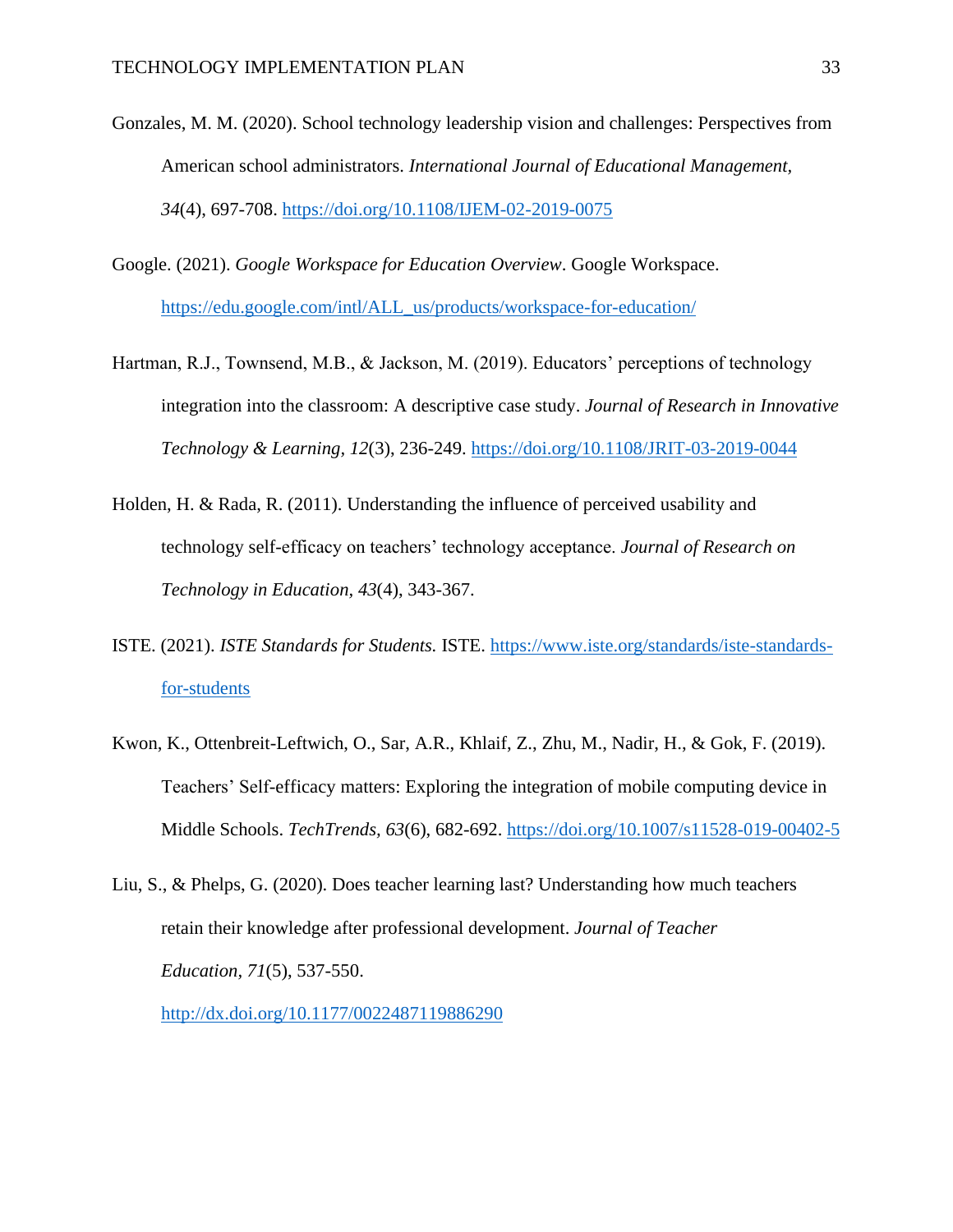Gonzales, M. M. (2020). School technology leadership vision and challenges: Perspectives from American school administrators. *International Journal of Educational Management, 34*(4), 697-708. https://doi.org/10.1108/IJEM-02-2019-0075

Google. (2021). *Google Workspace for Education Overview*. Google Workspace. https://edu.google.com/intl/ALL_us/products/workspace-for-education/

Hartman, R.J., Townsend, M.B., & Jackson, M. (2019). Educators' perceptions of technology integration into the classroom: A descriptive case study. *Journal of Research in Innovative Technology & Learning, 12*(3), 236-249. https://doi.org/10.1108/JRIT-03-2019-0044

Holden, H. & Rada, R. (2011). Understanding the influence of perceived usability and technology self-efficacy on teachers' technology acceptance. *Journal of Research on Technology in Education, 43*(4), 343-367.

ISTE. (2021). *ISTE Standards for Students.* ISTE. https://www.iste.org/standards/iste-standards-for-students

Kwon, K., Ottenbreit-Leftwich, O., Sar, A.R., Khlaif, Z., Zhu, M., Nadir, H., & Gok, F. (2019). Teachers' Self-efficacy matters: Exploring the integration of mobile computing device in Middle Schools. *TechTrends, 63*(6), 682-692. https://doi.org/10.1007/s11528-019-00402-5

Liu, S., & Phelps, G. (2020). Does teacher learning last? Understanding how much teachers retain their knowledge after professional development. *Journal of Teacher Education, 71*(5), 537-550. http://dx.doi.org/10.1177/0022487119886290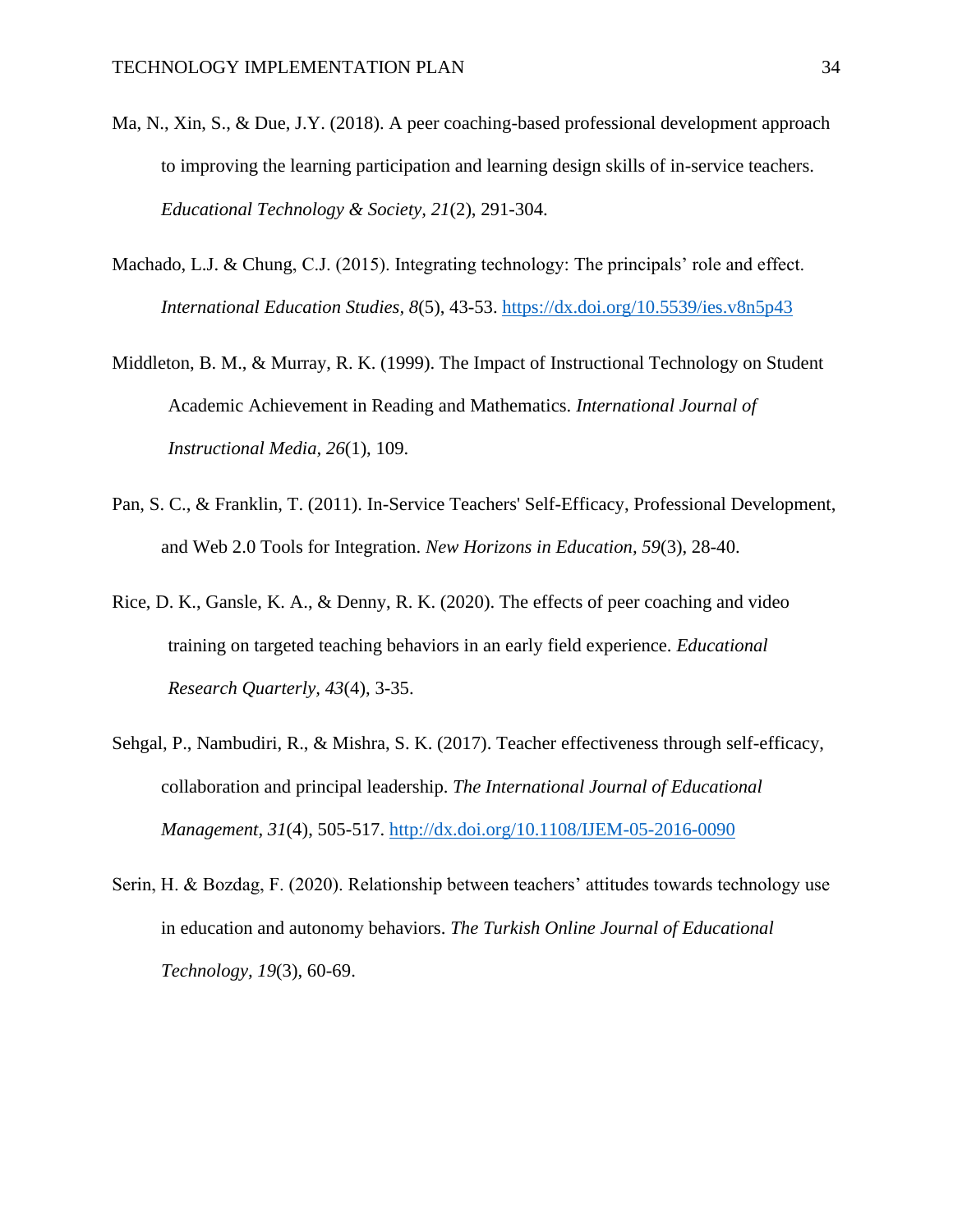Ma, N., Xin, S., & Due, J.Y. (2018). A peer coaching-based professional development approach to improving the learning participation and learning design skills of in-service teachers. *Educational Technology & Society, 21*(2), 291-304.

Machado, L.J. & Chung, C.J. (2015). Integrating technology: The principals' role and effect. *International Education Studies, 8*(5), 43-53. https://dx.doi.org/10.5539/ies.v8n5p43

Middleton, B. M., & Murray, R. K. (1999). The Impact of Instructional Technology on Student Academic Achievement in Reading and Mathematics. *International Journal of Instructional Media, 26*(1), 109.

Pan, S. C., & Franklin, T. (2011). In-Service Teachers' Self-Efficacy, Professional Development, and Web 2.0 Tools for Integration. *New Horizons in Education, 59*(3), 28-40.

Rice, D. K., Gansle, K. A., & Denny, R. K. (2020). The effects of peer coaching and video training on targeted teaching behaviors in an early field experience. *Educational Research Quarterly, 43*(4), 3-35.

Sehgal, P., Nambudiri, R., & Mishra, S. K. (2017). Teacher effectiveness through self-efficacy, collaboration and principal leadership. *The International Journal of Educational Management, 31*(4), 505-517. http://dx.doi.org/10.1108/IJEM-05-2016-0090

Serin, H. & Bozdag, F. (2020). Relationship between teachers' attitudes towards technology use in education and autonomy behaviors. *The Turkish Online Journal of Educational Technology, 19*(3), 60-69.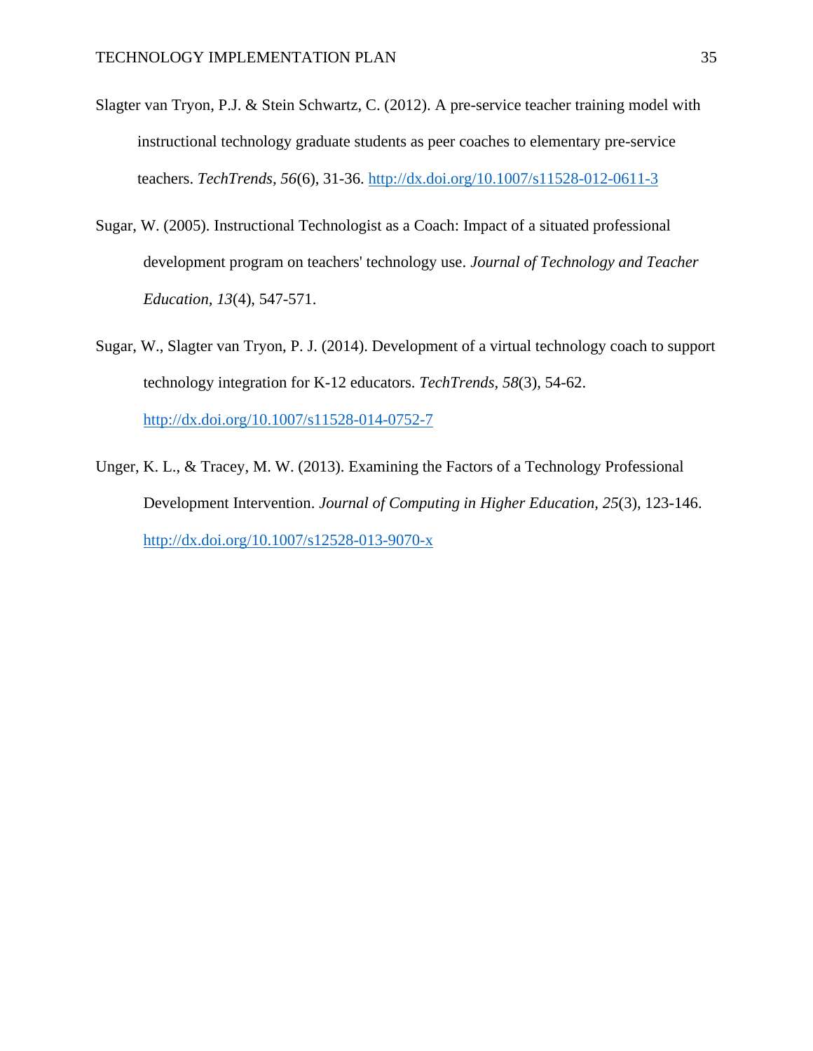Slagter van Tryon, P.J. & Stein Schwartz, C. (2012). A pre-service teacher training model with instructional technology graduate students as peer coaches to elementary pre-service teachers. *TechTrends, 56*(6), 31-36. http://dx.doi.org/10.1007/s11528-012-0611-3

Sugar, W. (2005). Instructional Technologist as a Coach: Impact of a situated professional development program on teachers' technology use. *Journal of Technology and Teacher Education, 13*(4), 547-571.

Sugar, W., Slagter van Tryon, P. J. (2014). Development of a virtual technology coach to support technology integration for K-12 educators. *TechTrends, 58*(3), 54-62. http://dx.doi.org/10.1007/s11528-014-0752-7

Unger, K. L., & Tracey, M. W. (2013). Examining the Factors of a Technology Professional Development Intervention. *Journal of Computing in Higher Education, 25*(3), 123-146. http://dx.doi.org/10.1007/s12528-013-9070-x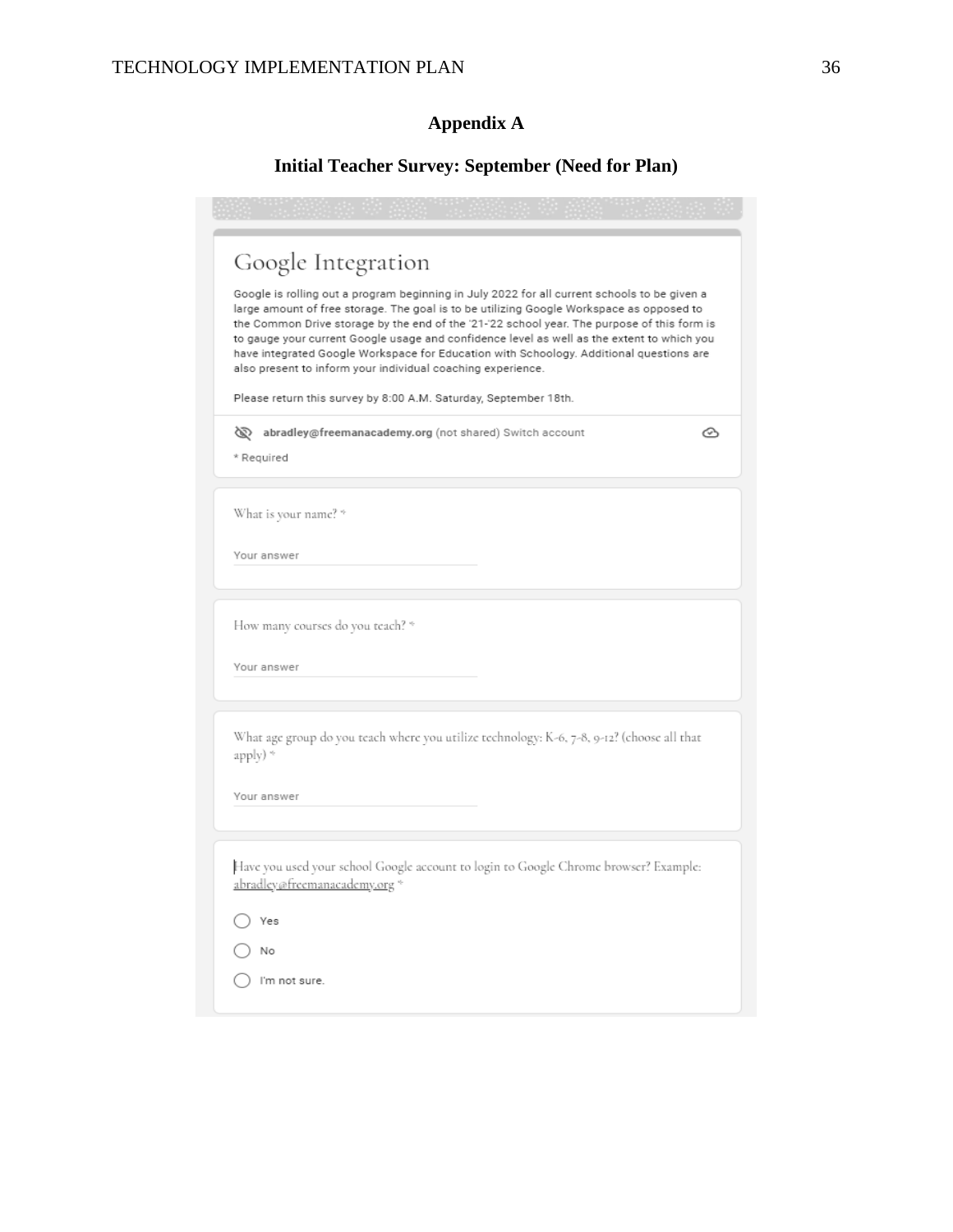## Appendix A

### Initial Teacher Survey: September (Need for Plan)

# Google Integration

Google is rolling out a program beginning in July 2022 for all current schools to be given a large amount of free storage. The goal is to be utilizing Google Workspace as opposed to the Common Drive storage by the end of the '21-'22 school year. The purpose of this form is to gauge your current Google usage and confidence level as well as the extent to which you have integrated Google Workspace for Education with Schoology. Additional questions are also present to inform your individual coaching experience.

Please return this survey by 8:00 A.M. Saturday, September 18th.

**abradley@freemanacademy.org** (not shared) Switch account

* Required

What is your name? *

Your answer

How many courses do you teach? *

Your answer

What age group do you teach where you utilize technology: K-6, 7-8, 9-12? (choose all that apply) *

Your answer

Have you used your school Google account to login to Google Chrome browser? Example: abradley@freemanacademy.org *

- Yes
- No
- I'm not sure.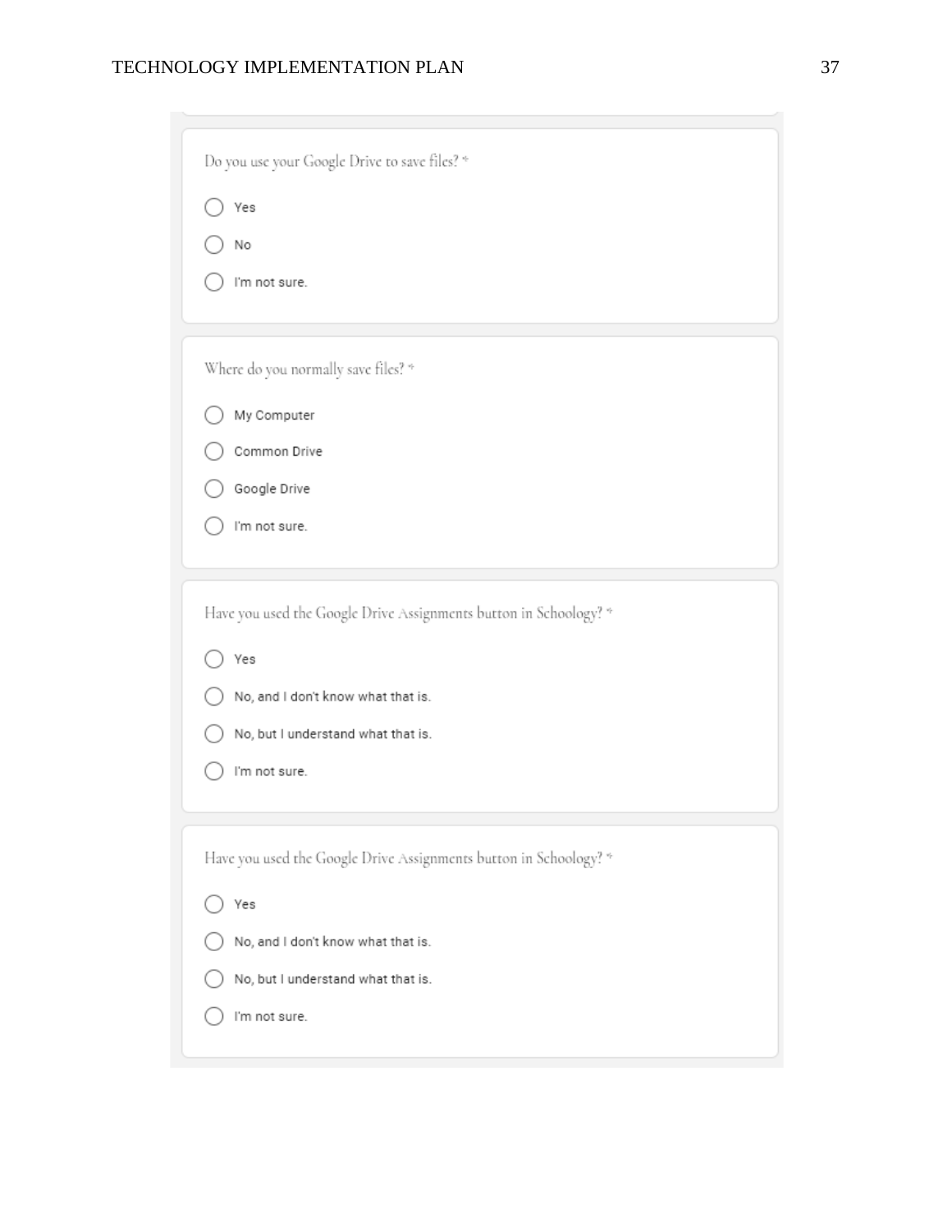Do you use your Google Drive to save files? *

- ◯ Yes
- ◯ No
- ◯ I'm not sure.

Where do you normally save files? *

- ◯ My Computer
- ◯ Common Drive
- ◯ Google Drive
- ◯ I'm not sure.

Have you used the Google Drive Assignments button in Schoology? *

- ◯ Yes
- ◯ No, and I don't know what that is.
- ◯ No, but I understand what that is.
- ◯ I'm not sure.

Have you used the Google Drive Assignments button in Schoology? *

- ◯ Yes
- ◯ No, and I don't know what that is.
- ◯ No, but I understand what that is.
- ◯ I'm not sure.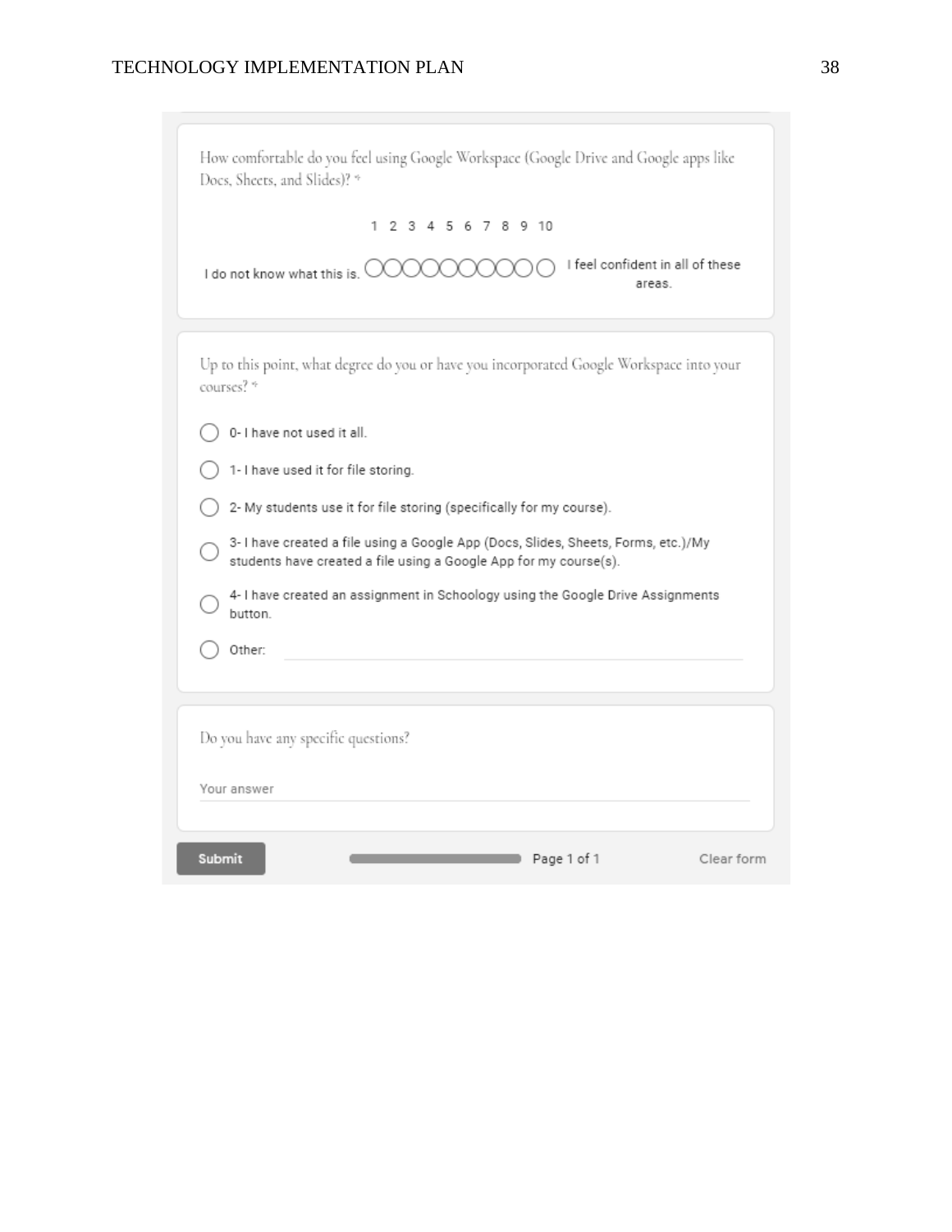How comfortable do you feel using Google Workspace (Google Drive and Google apps like Docs, Sheets, and Slides)? *

1 2 3 4 5 6 7 8 9 10

I do not know what this is. ○○○○○○○○○○ I feel confident in all of these areas.

Up to this point, what degree do you or have you incorporated Google Workspace into your courses? *

- ○ 0- I have not used it all.
- ○ 1- I have used it for file storing.
- ○ 2- My students use it for file storing (specifically for my course).
- ○ 3- I have created a file using a Google App (Docs, Slides, Sheets, Forms, etc.)/My students have created a file using a Google App for my course(s).
- ○ 4- I have created an assignment in Schoology using the Google Drive Assignments button.
- ○ Other: ______

Do you have any specific questions?

Your answer

Submit    Page 1 of 1    Clear form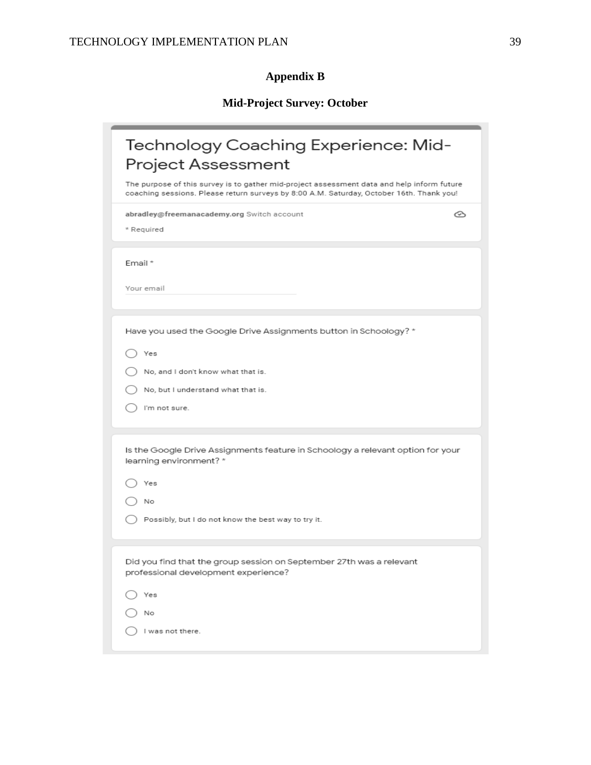# Appendix B

## Mid-Project Survey: October

### Technology Coaching Experience: Mid-Project Assessment

The purpose of this survey is to gather mid-project assessment data and help inform future coaching sessions. Please return surveys by 8:00 A.M. Saturday, October 16th. Thank you!

abradley@freemanacademy.org Switch account

* Required

Email *

Your email

Have you used the Google Drive Assignments button in Schoology? *

- ◯ Yes
- ◯ No, and I don't know what that is.
- ◯ No, but I understand what that is.
- ◯ I'm not sure.

Is the Google Drive Assignments feature in Schoology a relevant option for your learning environment? *

- ◯ Yes
- ◯ No
- ◯ Possibly, but I do not know the best way to try it.

Did you find that the group session on September 27th was a relevant professional development experience?

- ◯ Yes
- ◯ No
- ◯ I was not there.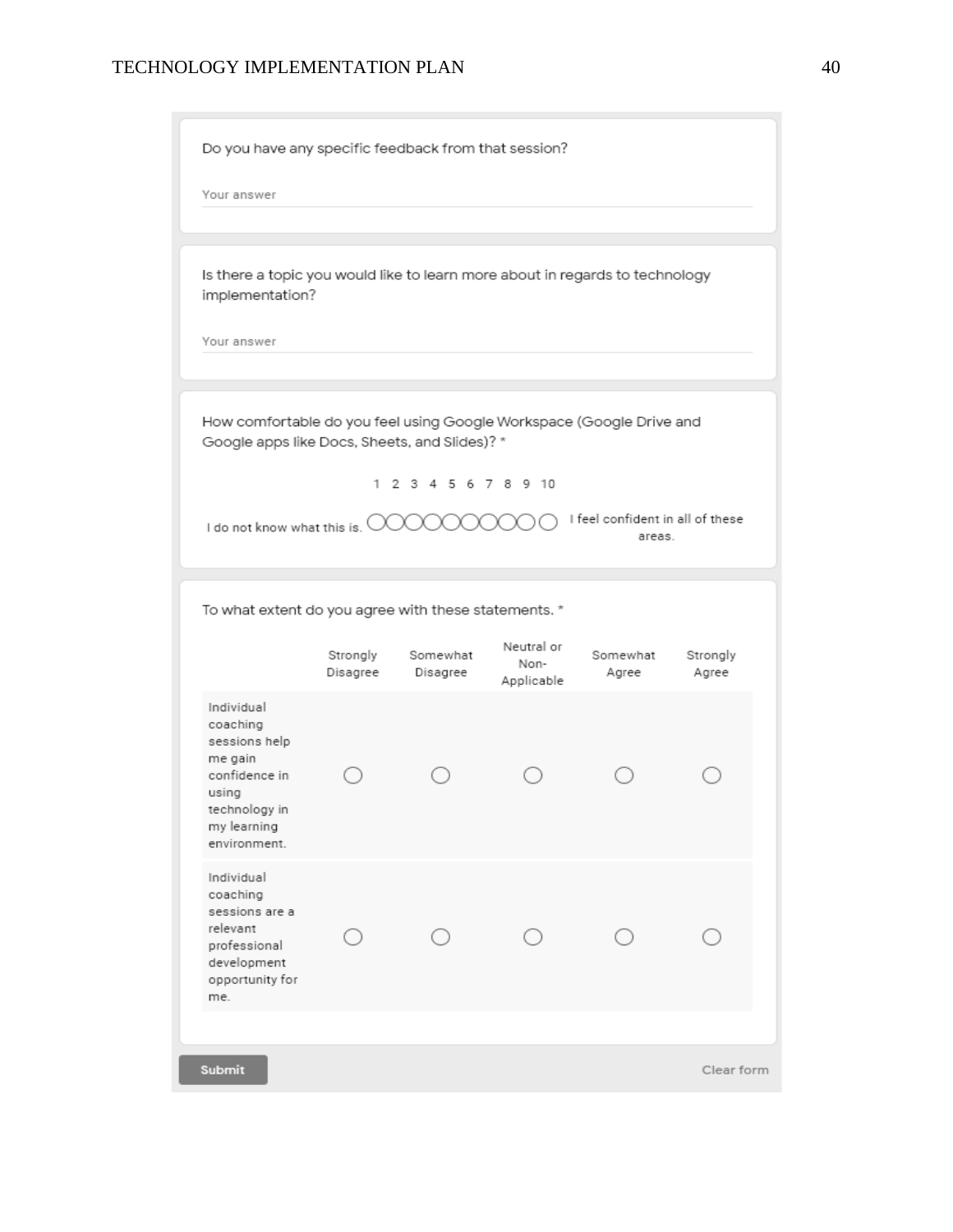Do you have any specific feedback from that session?

Your answer

Is there a topic you would like to learn more about in regards to technology implementation?

Your answer

How comfortable do you feel using Google Workspace (Google Drive and Google apps like Docs, Sheets, and Slides)? *

| | 1 | 2 | 3 | 4 | 5 | 6 | 7 | 8 | 9 | 10 | |
|---|---|---|---|---|---|---|---|---|---|---|---|
| I do not know what this is. | ○ | ○ | ○ | ○ | ○ | ○ | ○ | ○ | ○ | ○ | I feel confident in all of these areas. |

To what extent do you agree with these statements. *

| | Strongly Disagree | Somewhat Disagree | Neutral or Non-Applicable | Somewhat Agree | Strongly Agree |
|---|---|---|---|---|---|
| Individual coaching sessions help me gain confidence in using technology in my learning environment. | ○ | ○ | ○ | ○ | ○ |
| Individual coaching sessions are a relevant professional development opportunity for me. | ○ | ○ | ○ | ○ | ○ |

Submit

Clear form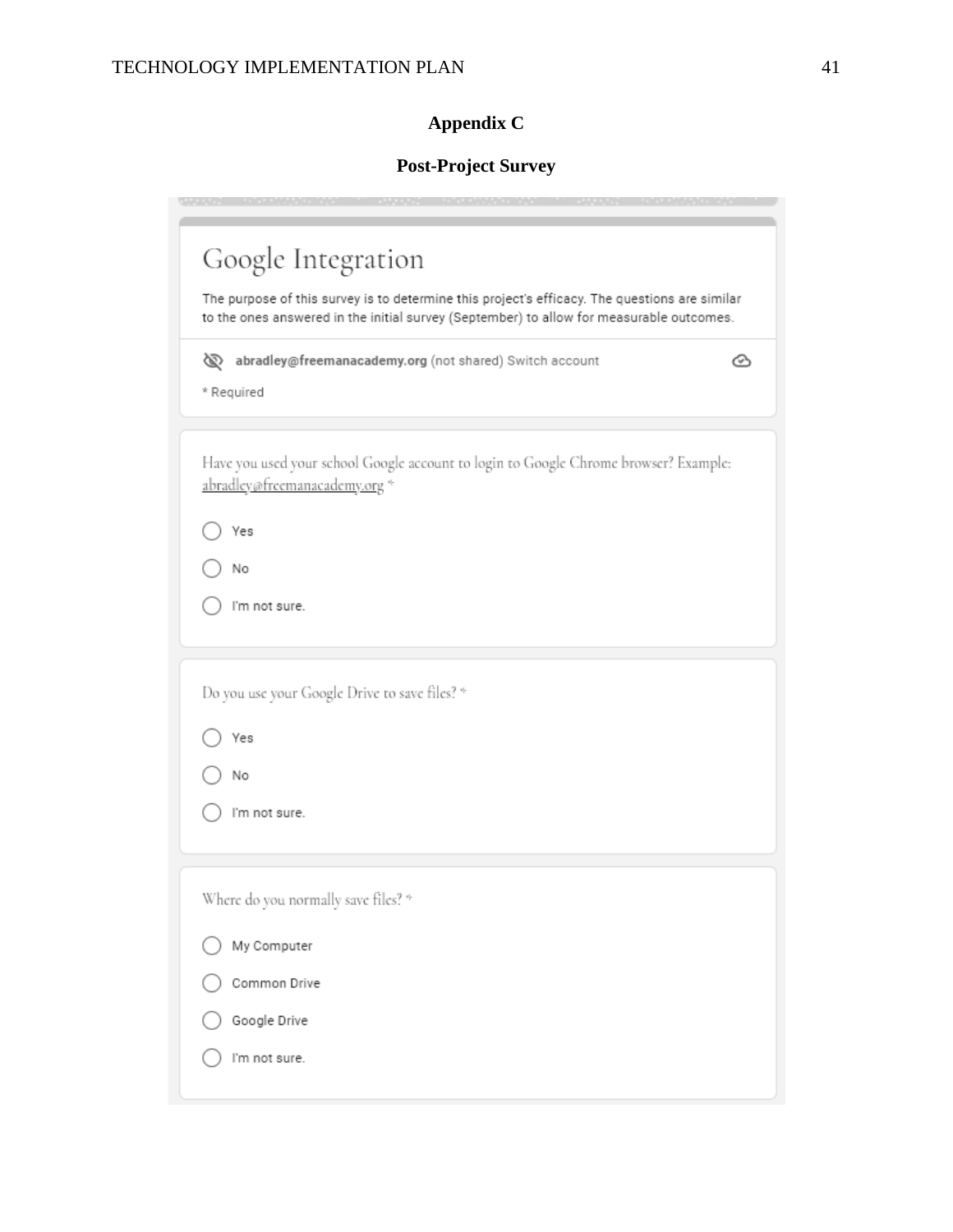# Appendix C

## Post-Project Survey

## Google Integration

The purpose of this survey is to determine this project's efficacy. The questions are similar to the ones answered in the initial survey (September) to allow for measurable outcomes.

abradley@freemanacademy.org (not shared) Switch account

\* Required

Have you used your school Google account to login to Google Chrome browser? Example: abradley@freemanacademy.org *

- Yes
- No
- I'm not sure.

Do you use your Google Drive to save files? *

- Yes
- No
- I'm not sure.

Where do you normally save files? *

- My Computer
- Common Drive
- Google Drive
- I'm not sure.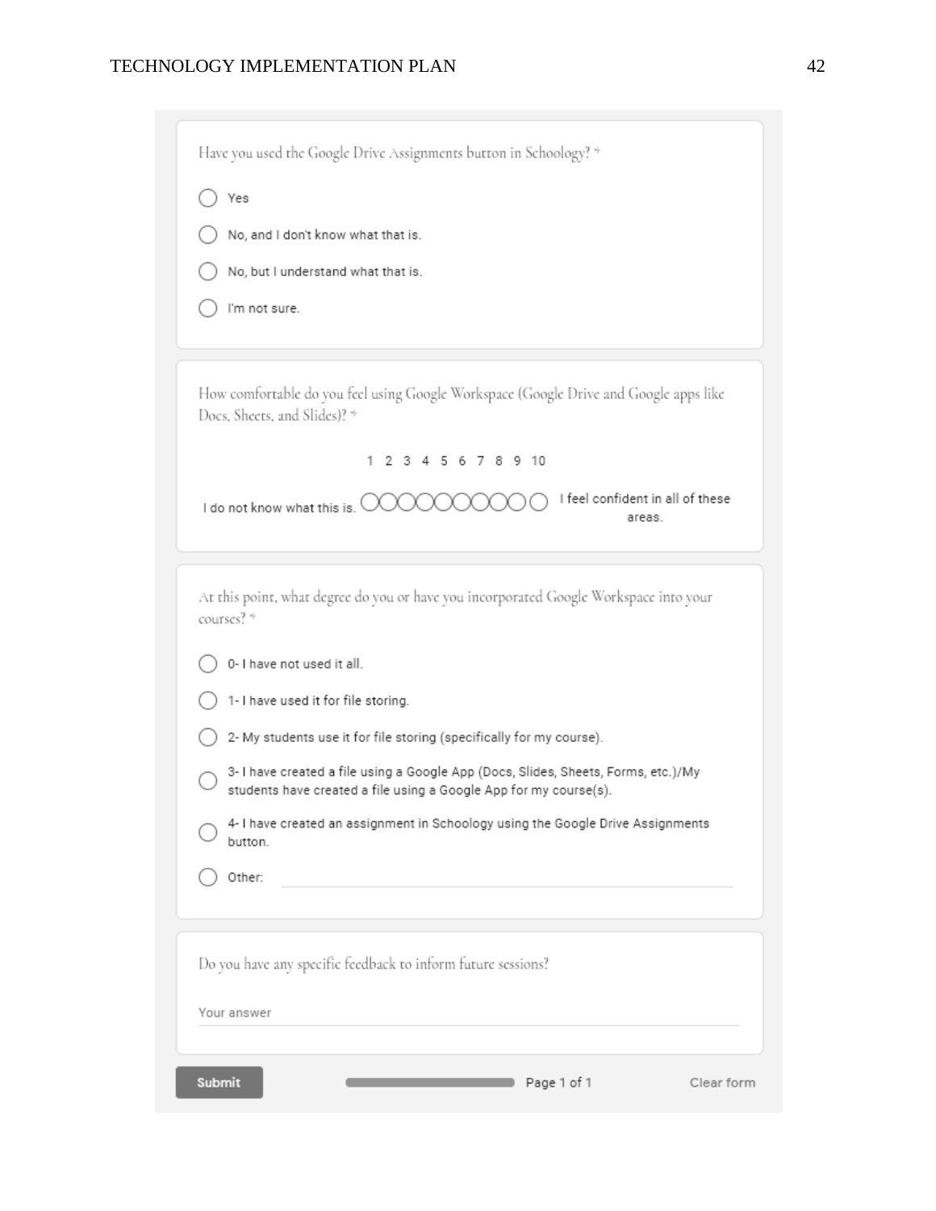Have you used the Google Drive Assignments button in Schoology? *

- ◯ Yes
- ◯ No, and I don't know what that is.
- ◯ No, but I understand what that is.
- ◯ I'm not sure.

How comfortable do you feel using Google Workspace (Google Drive and Google apps like Docs, Sheets, and Slides)? *

1 2 3 4 5 6 7 8 9 10

I do not know what this is. ◯◯◯◯◯◯◯◯◯◯ I feel confident in all of these areas.

At this point, what degree do you or have you incorporated Google Workspace into your courses? *

- ◯ 0- I have not used it all.
- ◯ 1- I have used it for file storing.
- ◯ 2- My students use it for file storing (specifically for my course).
- ◯ 3- I have created a file using a Google App (Docs, Slides, Sheets, Forms, etc.)/My students have created a file using a Google App for my course(s).
- ◯ 4- I have created an assignment in Schoology using the Google Drive Assignments button.
- ◯ Other: ____________________

Do you have any specific feedback to inform future sessions?

Your answer ____________________

Submit — Page 1 of 1 — Clear form